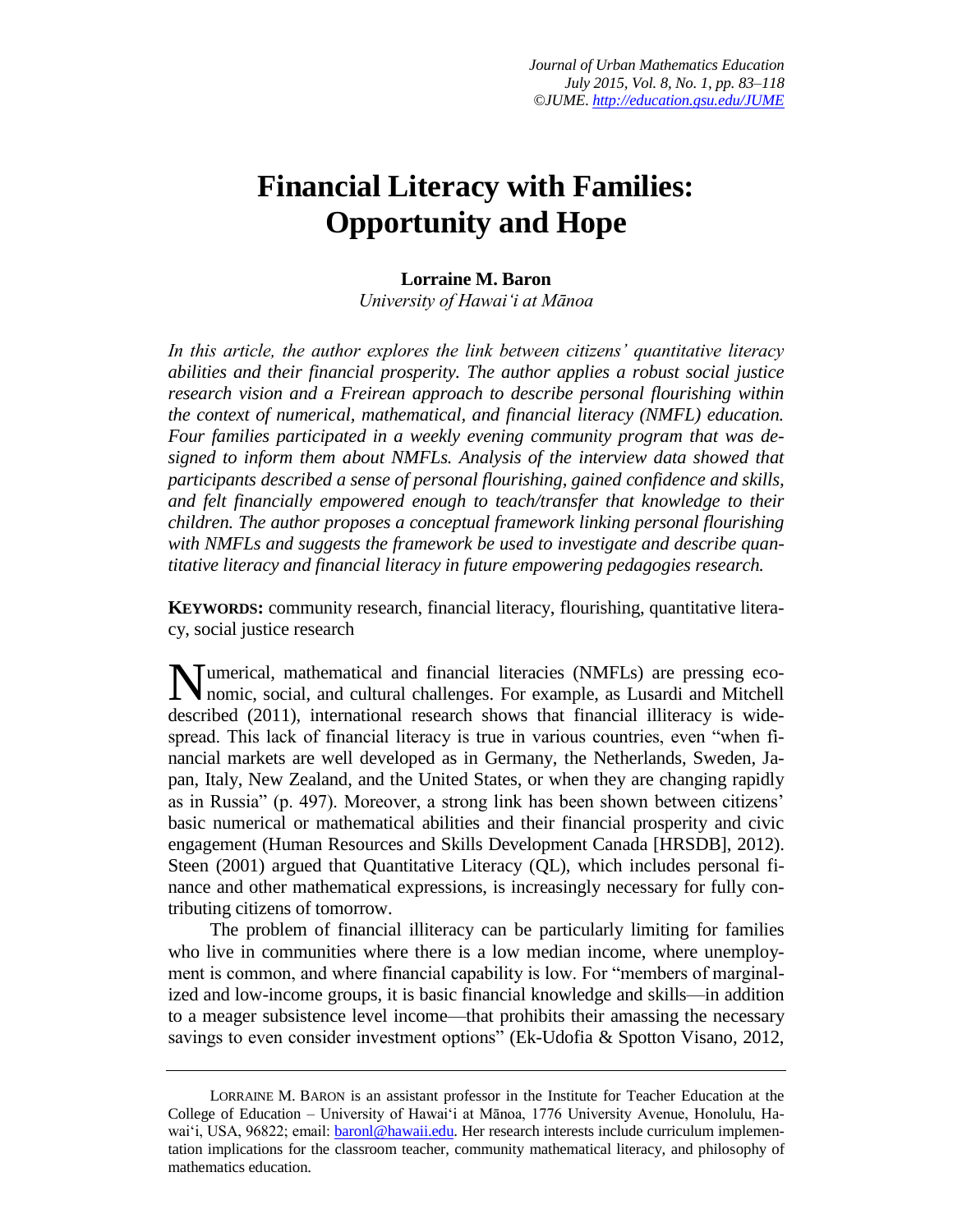# Financial Literacy with Families: Opportunity and Hope

**Lorraine M. Baron**
*University of Hawai'i at Mānoa*

*In this article, the author explores the link between citizens' quantitative literacy abilities and their financial prosperity. The author applies a robust social justice research vision and a Freirean approach to describe personal flourishing within the context of numerical, mathematical, and financial literacy (NMFL) education. Four families participated in a weekly evening community program that was designed to inform them about NMFLs. Analysis of the interview data showed that participants described a sense of personal flourishing, gained confidence and skills, and felt financially empowered enough to teach/transfer that knowledge to their children. The author proposes a conceptual framework linking personal flourishing with NMFLs and suggests the framework be used to investigate and describe quantitative literacy and financial literacy in future empowering pedagogies research.*

**KEYWORDS:** community research, financial literacy, flourishing, quantitative literacy, social justice research

Numerical, mathematical and financial literacies (NMFLs) are pressing economic, social, and cultural challenges. For example, as Lusardi and Mitchell described (2011), international research shows that financial illiteracy is widespread. This lack of financial literacy is true in various countries, even "when financial markets are well developed as in Germany, the Netherlands, Sweden, Japan, Italy, New Zealand, and the United States, or when they are changing rapidly as in Russia" (p. 497). Moreover, a strong link has been shown between citizens' basic numerical or mathematical abilities and their financial prosperity and civic engagement (Human Resources and Skills Development Canada [HRSDB], 2012). Steen (2001) argued that Quantitative Literacy (QL), which includes personal finance and other mathematical expressions, is increasingly necessary for fully contributing citizens of tomorrow.

The problem of financial illiteracy can be particularly limiting for families who live in communities where there is a low median income, where unemployment is common, and where financial capability is low. For "members of marginalized and low-income groups, it is basic financial knowledge and skills—in addition to a meager subsistence level income—that prohibits their amassing the necessary savings to even consider investment options" (Ek-Udofia & Spotton Visano, 2012,

---

LORRAINE M. BARON is an assistant professor in the Institute for Teacher Education at the College of Education – University of Hawai'i at Mānoa, 1776 University Avenue, Honolulu, Hawai'i, USA, 96822; email: baronl@hawaii.edu. Her research interests include curriculum implementation implications for the classroom teacher, community mathematical literacy, and philosophy of mathematics education.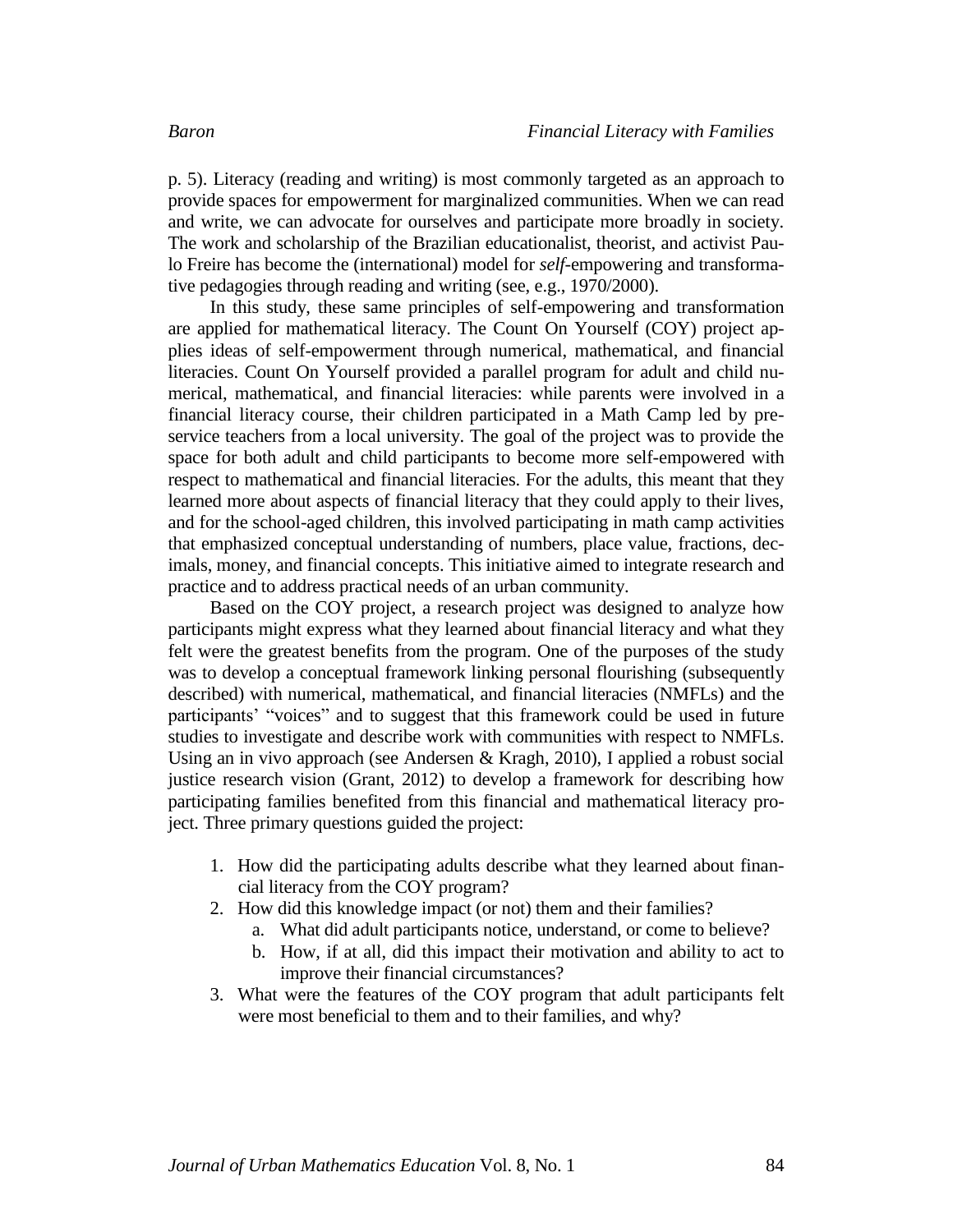p. 5). Literacy (reading and writing) is most commonly targeted as an approach to provide spaces for empowerment for marginalized communities. When we can read and write, we can advocate for ourselves and participate more broadly in society. The work and scholarship of the Brazilian educationalist, theorist, and activist Paulo Freire has become the (international) model for *self*-empowering and transformative pedagogies through reading and writing (see, e.g., 1970/2000).

In this study, these same principles of self-empowering and transformation are applied for mathematical literacy. The Count On Yourself (COY) project applies ideas of self-empowerment through numerical, mathematical, and financial literacies. Count On Yourself provided a parallel program for adult and child numerical, mathematical, and financial literacies: while parents were involved in a financial literacy course, their children participated in a Math Camp led by preservice teachers from a local university. The goal of the project was to provide the space for both adult and child participants to become more self-empowered with respect to mathematical and financial literacies. For the adults, this meant that they learned more about aspects of financial literacy that they could apply to their lives, and for the school-aged children, this involved participating in math camp activities that emphasized conceptual understanding of numbers, place value, fractions, decimals, money, and financial concepts. This initiative aimed to integrate research and practice and to address practical needs of an urban community.

Based on the COY project, a research project was designed to analyze how participants might express what they learned about financial literacy and what they felt were the greatest benefits from the program. One of the purposes of the study was to develop a conceptual framework linking personal flourishing (subsequently described) with numerical, mathematical, and financial literacies (NMFLs) and the participants' "voices" and to suggest that this framework could be used in future studies to investigate and describe work with communities with respect to NMFLs. Using an in vivo approach (see Andersen & Kragh, 2010), I applied a robust social justice research vision (Grant, 2012) to develop a framework for describing how participating families benefited from this financial and mathematical literacy project. Three primary questions guided the project:

1. How did the participating adults describe what they learned about financial literacy from the COY program?
2. How did this knowledge impact (or not) them and their families?
    a. What did adult participants notice, understand, or come to believe?
    b. How, if at all, did this impact their motivation and ability to act to improve their financial circumstances?
3. What were the features of the COY program that adult participants felt were most beneficial to them and to their families, and why?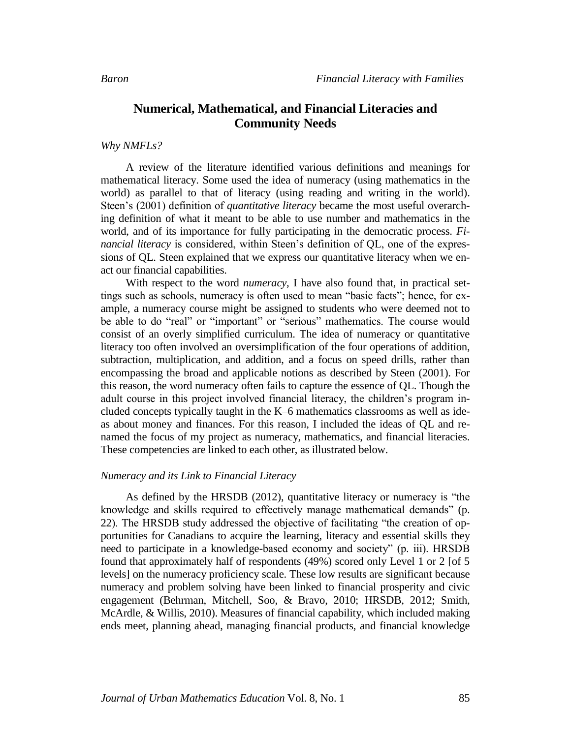## Numerical, Mathematical, and Financial Literacies and Community Needs

*Why NMFLs?*

A review of the literature identified various definitions and meanings for mathematical literacy. Some used the idea of numeracy (using mathematics in the world) as parallel to that of literacy (using reading and writing in the world). Steen's (2001) definition of *quantitative literacy* became the most useful overarching definition of what it meant to be able to use number and mathematics in the world, and of its importance for fully participating in the democratic process. *Financial literacy* is considered, within Steen's definition of QL, one of the expressions of QL. Steen explained that we express our quantitative literacy when we enact our financial capabilities.

With respect to the word *numeracy*, I have also found that, in practical settings such as schools, numeracy is often used to mean "basic facts"; hence, for example, a numeracy course might be assigned to students who were deemed not to be able to do "real" or "important" or "serious" mathematics. The course would consist of an overly simplified curriculum. The idea of numeracy or quantitative literacy too often involved an oversimplification of the four operations of addition, subtraction, multiplication, and addition, and a focus on speed drills, rather than encompassing the broad and applicable notions as described by Steen (2001). For this reason, the word numeracy often fails to capture the essence of QL. Though the adult course in this project involved financial literacy, the children's program included concepts typically taught in the K–6 mathematics classrooms as well as ideas about money and finances. For this reason, I included the ideas of QL and renamed the focus of my project as numeracy, mathematics, and financial literacies. These competencies are linked to each other, as illustrated below.

*Numeracy and its Link to Financial Literacy*

As defined by the HRSDB (2012), quantitative literacy or numeracy is "the knowledge and skills required to effectively manage mathematical demands" (p. 22). The HRSDB study addressed the objective of facilitating "the creation of opportunities for Canadians to acquire the learning, literacy and essential skills they need to participate in a knowledge-based economy and society" (p. iii). HRSDB found that approximately half of respondents (49%) scored only Level 1 or 2 [of 5 levels] on the numeracy proficiency scale. These low results are significant because numeracy and problem solving have been linked to financial prosperity and civic engagement (Behrman, Mitchell, Soo, & Bravo, 2010; HRSDB, 2012; Smith, McArdle, & Willis, 2010). Measures of financial capability, which included making ends meet, planning ahead, managing financial products, and financial knowledge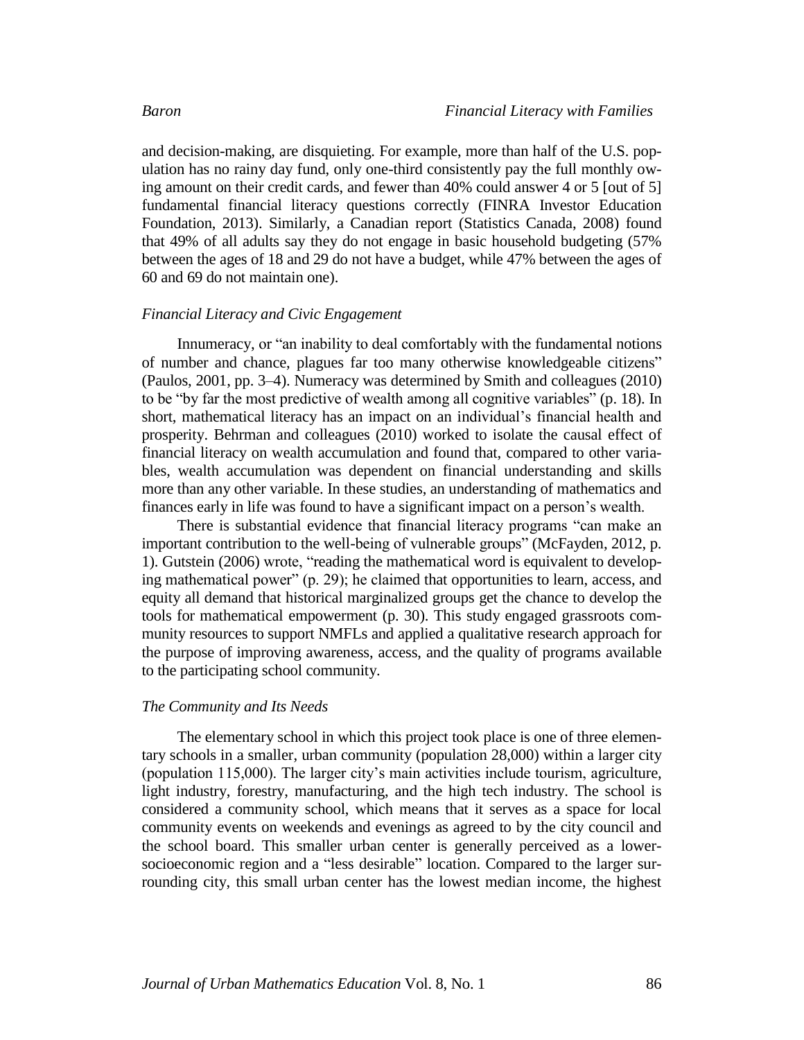and decision-making, are disquieting. For example, more than half of the U.S. population has no rainy day fund, only one-third consistently pay the full monthly owing amount on their credit cards, and fewer than 40% could answer 4 or 5 [out of 5] fundamental financial literacy questions correctly (FINRA Investor Education Foundation, 2013). Similarly, a Canadian report (Statistics Canada, 2008) found that 49% of all adults say they do not engage in basic household budgeting (57% between the ages of 18 and 29 do not have a budget, while 47% between the ages of 60 and 69 do not maintain one).

### *Financial Literacy and Civic Engagement*

Innumeracy, or "an inability to deal comfortably with the fundamental notions of number and chance, plagues far too many otherwise knowledgeable citizens" (Paulos, 2001, pp. 3–4). Numeracy was determined by Smith and colleagues (2010) to be "by far the most predictive of wealth among all cognitive variables" (p. 18). In short, mathematical literacy has an impact on an individual's financial health and prosperity. Behrman and colleagues (2010) worked to isolate the causal effect of financial literacy on wealth accumulation and found that, compared to other variables, wealth accumulation was dependent on financial understanding and skills more than any other variable. In these studies, an understanding of mathematics and finances early in life was found to have a significant impact on a person's wealth.

There is substantial evidence that financial literacy programs "can make an important contribution to the well-being of vulnerable groups" (McFayden, 2012, p. 1). Gutstein (2006) wrote, "reading the mathematical word is equivalent to developing mathematical power" (p. 29); he claimed that opportunities to learn, access, and equity all demand that historical marginalized groups get the chance to develop the tools for mathematical empowerment (p. 30). This study engaged grassroots community resources to support NMFLs and applied a qualitative research approach for the purpose of improving awareness, access, and the quality of programs available to the participating school community.

### *The Community and Its Needs*

The elementary school in which this project took place is one of three elementary schools in a smaller, urban community (population 28,000) within a larger city (population 115,000). The larger city's main activities include tourism, agriculture, light industry, forestry, manufacturing, and the high tech industry. The school is considered a community school, which means that it serves as a space for local community events on weekends and evenings as agreed to by the city council and the school board. This smaller urban center is generally perceived as a lower-socioeconomic region and a "less desirable" location. Compared to the larger surrounding city, this small urban center has the lowest median income, the highest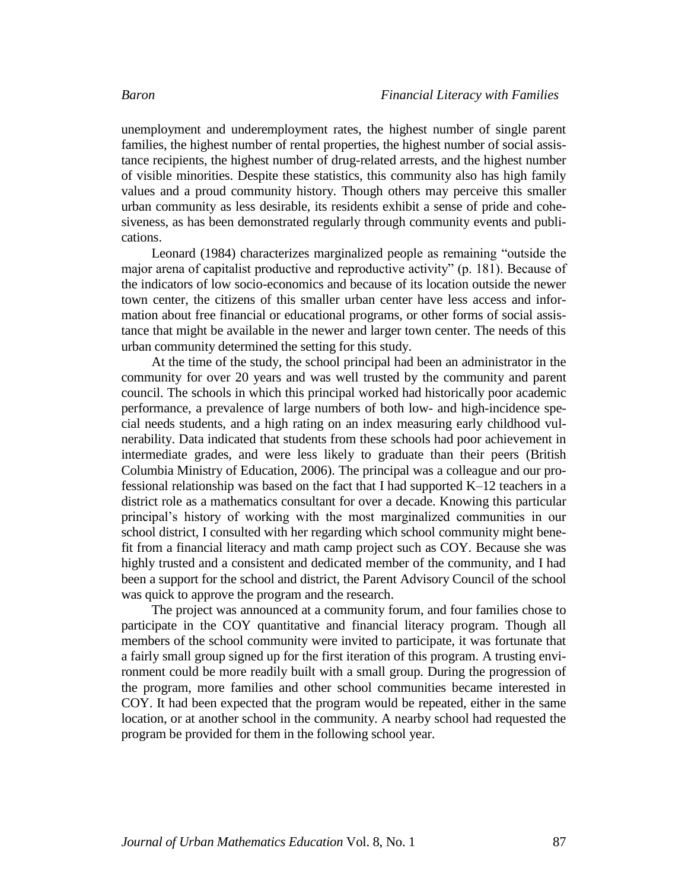unemployment and underemployment rates, the highest number of single parent families, the highest number of rental properties, the highest number of social assistance recipients, the highest number of drug-related arrests, and the highest number of visible minorities. Despite these statistics, this community also has high family values and a proud community history. Though others may perceive this smaller urban community as less desirable, its residents exhibit a sense of pride and cohesiveness, as has been demonstrated regularly through community events and publications.

Leonard (1984) characterizes marginalized people as remaining "outside the major arena of capitalist productive and reproductive activity" (p. 181). Because of the indicators of low socio-economics and because of its location outside the newer town center, the citizens of this smaller urban center have less access and information about free financial or educational programs, or other forms of social assistance that might be available in the newer and larger town center. The needs of this urban community determined the setting for this study.

At the time of the study, the school principal had been an administrator in the community for over 20 years and was well trusted by the community and parent council. The schools in which this principal worked had historically poor academic performance, a prevalence of large numbers of both low- and high-incidence special needs students, and a high rating on an index measuring early childhood vulnerability. Data indicated that students from these schools had poor achievement in intermediate grades, and were less likely to graduate than their peers (British Columbia Ministry of Education, 2006). The principal was a colleague and our professional relationship was based on the fact that I had supported K–12 teachers in a district role as a mathematics consultant for over a decade. Knowing this particular principal's history of working with the most marginalized communities in our school district, I consulted with her regarding which school community might benefit from a financial literacy and math camp project such as COY. Because she was highly trusted and a consistent and dedicated member of the community, and I had been a support for the school and district, the Parent Advisory Council of the school was quick to approve the program and the research.

The project was announced at a community forum, and four families chose to participate in the COY quantitative and financial literacy program. Though all members of the school community were invited to participate, it was fortunate that a fairly small group signed up for the first iteration of this program. A trusting environment could be more readily built with a small group. During the progression of the program, more families and other school communities became interested in COY. It had been expected that the program would be repeated, either in the same location, or at another school in the community. A nearby school had requested the program be provided for them in the following school year.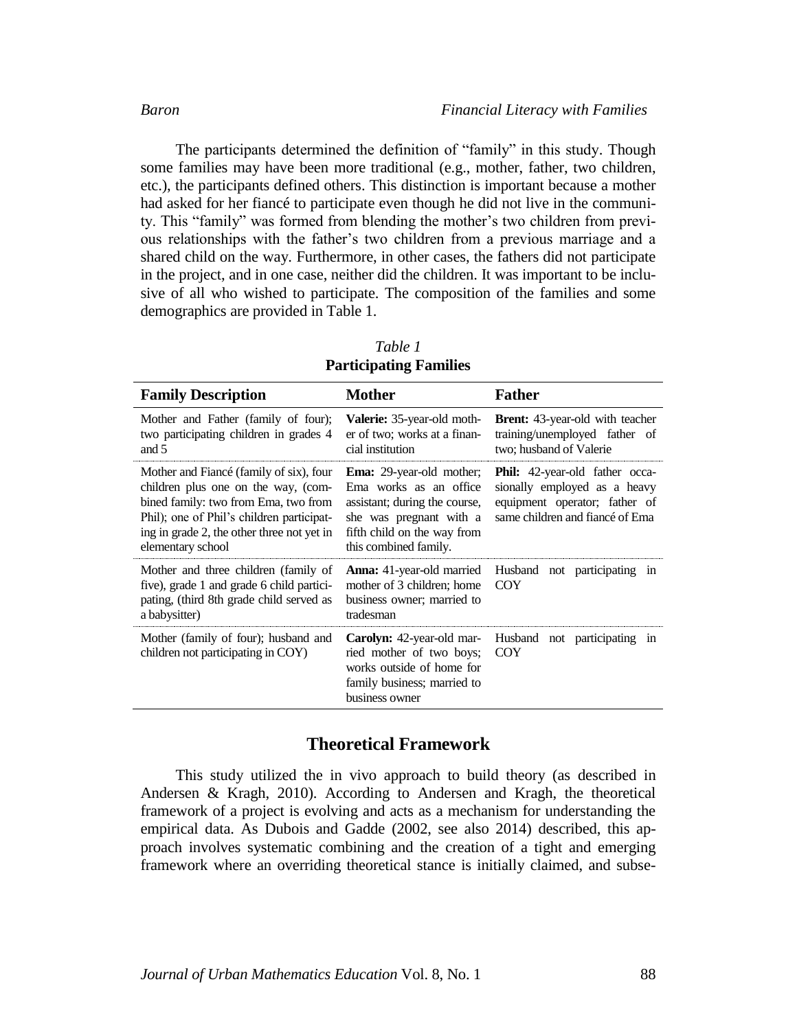The participants determined the definition of "family" in this study. Though some families may have been more traditional (e.g., mother, father, two children, etc.), the participants defined others. This distinction is important because a mother had asked for her fiancé to participate even though he did not live in the community. This "family" was formed from blending the mother's two children from previous relationships with the father's two children from a previous marriage and a shared child on the way. Furthermore, in other cases, the fathers did not participate in the project, and in one case, neither did the children. It was important to be inclusive of all who wished to participate. The composition of the families and some demographics are provided in Table 1.

*Table 1*
**Participating Families**

| Family Description | Mother | Father |
|---|---|---|
| Mother and Father (family of four); two participating children in grades 4 and 5 | **Valerie:** 35-year-old mother of two; works at a financial institution | **Brent:** 43-year-old with teacher training/unemployed father of two; husband of Valerie |
| Mother and Fiancé (family of six), four children plus one on the way, (combined family: two from Ema, two from Phil); one of Phil's children participating in grade 2, the other three not yet in elementary school | **Ema:** 29-year-old mother; Ema works as an office assistant; during the course, she was pregnant with a fifth child on the way from this combined family. | **Phil:** 42-year-old father occasionally employed as a heavy equipment operator; father of same children and fiancé of Ema |
| Mother and three children (family of five), grade 1 and grade 6 child participating, (third 8th grade child served as a babysitter) | **Anna:** 41-year-old married mother of 3 children; home business owner; married to tradesman | Husband not participating in COY |
| Mother (family of four); husband and children not participating in COY) | **Carolyn:** 42-year-old married mother of two boys; works outside of home for family business; married to business owner | Husband not participating in COY |

## Theoretical Framework

This study utilized the in vivo approach to build theory (as described in Andersen & Kragh, 2010). According to Andersen and Kragh, the theoretical framework of a project is evolving and acts as a mechanism for understanding the empirical data. As Dubois and Gadde (2002, see also 2014) described, this approach involves systematic combining and the creation of a tight and emerging framework where an overriding theoretical stance is initially claimed, and subse-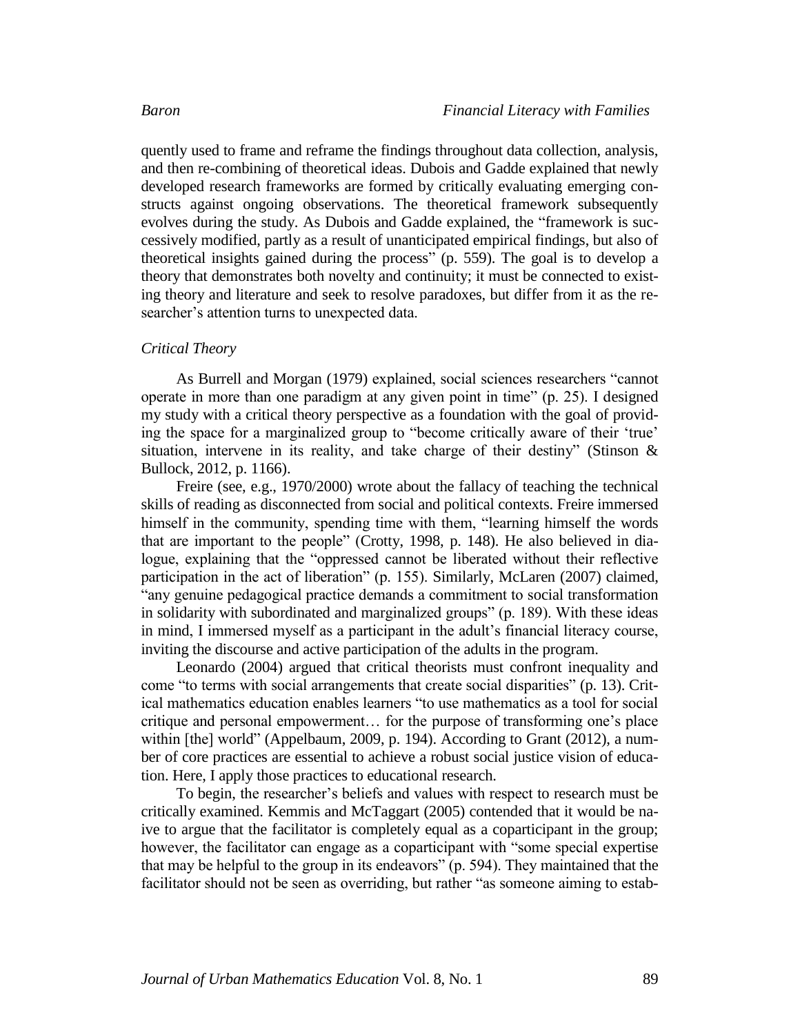quently used to frame and reframe the findings throughout data collection, analysis, and then re-combining of theoretical ideas. Dubois and Gadde explained that newly developed research frameworks are formed by critically evaluating emerging constructs against ongoing observations. The theoretical framework subsequently evolves during the study. As Dubois and Gadde explained, the "framework is successively modified, partly as a result of unanticipated empirical findings, but also of theoretical insights gained during the process" (p. 559). The goal is to develop a theory that demonstrates both novelty and continuity; it must be connected to existing theory and literature and seek to resolve paradoxes, but differ from it as the researcher's attention turns to unexpected data.

### *Critical Theory*

As Burrell and Morgan (1979) explained, social sciences researchers "cannot operate in more than one paradigm at any given point in time" (p. 25). I designed my study with a critical theory perspective as a foundation with the goal of providing the space for a marginalized group to "become critically aware of their 'true' situation, intervene in its reality, and take charge of their destiny" (Stinson & Bullock, 2012, p. 1166).

Freire (see, e.g., 1970/2000) wrote about the fallacy of teaching the technical skills of reading as disconnected from social and political contexts. Freire immersed himself in the community, spending time with them, "learning himself the words that are important to the people" (Crotty, 1998, p. 148). He also believed in dialogue, explaining that the "oppressed cannot be liberated without their reflective participation in the act of liberation" (p. 155). Similarly, McLaren (2007) claimed, "any genuine pedagogical practice demands a commitment to social transformation in solidarity with subordinated and marginalized groups" (p. 189). With these ideas in mind, I immersed myself as a participant in the adult's financial literacy course, inviting the discourse and active participation of the adults in the program.

Leonardo (2004) argued that critical theorists must confront inequality and come "to terms with social arrangements that create social disparities" (p. 13). Critical mathematics education enables learners "to use mathematics as a tool for social critique and personal empowerment… for the purpose of transforming one's place within [the] world" (Appelbaum, 2009, p. 194). According to Grant (2012), a number of core practices are essential to achieve a robust social justice vision of education. Here, I apply those practices to educational research.

To begin, the researcher's beliefs and values with respect to research must be critically examined. Kemmis and McTaggart (2005) contended that it would be naive to argue that the facilitator is completely equal as a coparticipant in the group; however, the facilitator can engage as a coparticipant with "some special expertise that may be helpful to the group in its endeavors" (p. 594). They maintained that the facilitator should not be seen as overriding, but rather "as someone aiming to estab-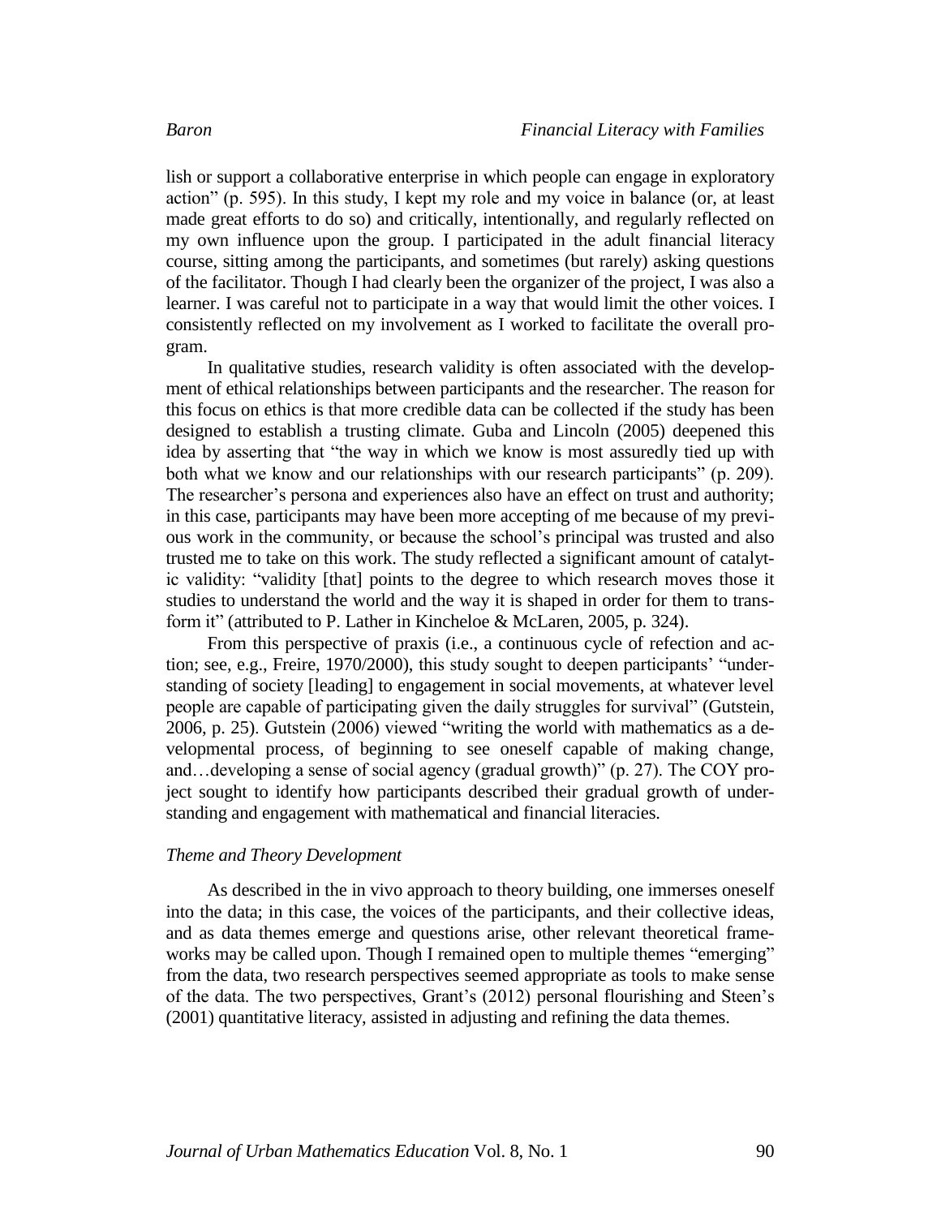lish or support a collaborative enterprise in which people can engage in exploratory action" (p. 595). In this study, I kept my role and my voice in balance (or, at least made great efforts to do so) and critically, intentionally, and regularly reflected on my own influence upon the group. I participated in the adult financial literacy course, sitting among the participants, and sometimes (but rarely) asking questions of the facilitator. Though I had clearly been the organizer of the project, I was also a learner. I was careful not to participate in a way that would limit the other voices. I consistently reflected on my involvement as I worked to facilitate the overall program.

In qualitative studies, research validity is often associated with the development of ethical relationships between participants and the researcher. The reason for this focus on ethics is that more credible data can be collected if the study has been designed to establish a trusting climate. Guba and Lincoln (2005) deepened this idea by asserting that "the way in which we know is most assuredly tied up with both what we know and our relationships with our research participants" (p. 209). The researcher's persona and experiences also have an effect on trust and authority; in this case, participants may have been more accepting of me because of my previous work in the community, or because the school's principal was trusted and also trusted me to take on this work. The study reflected a significant amount of catalytic validity: "validity [that] points to the degree to which research moves those it studies to understand the world and the way it is shaped in order for them to transform it" (attributed to P. Lather in Kincheloe & McLaren, 2005, p. 324).

From this perspective of praxis (i.e., a continuous cycle of refection and action; see, e.g., Freire, 1970/2000), this study sought to deepen participants' "understanding of society [leading] to engagement in social movements, at whatever level people are capable of participating given the daily struggles for survival" (Gutstein, 2006, p. 25). Gutstein (2006) viewed "writing the world with mathematics as a developmental process, of beginning to see oneself capable of making change, and…developing a sense of social agency (gradual growth)" (p. 27). The COY project sought to identify how participants described their gradual growth of understanding and engagement with mathematical and financial literacies.

*Theme and Theory Development*

As described in the in vivo approach to theory building, one immerses oneself into the data; in this case, the voices of the participants, and their collective ideas, and as data themes emerge and questions arise, other relevant theoretical frameworks may be called upon. Though I remained open to multiple themes "emerging" from the data, two research perspectives seemed appropriate as tools to make sense of the data. The two perspectives, Grant's (2012) personal flourishing and Steen's (2001) quantitative literacy, assisted in adjusting and refining the data themes.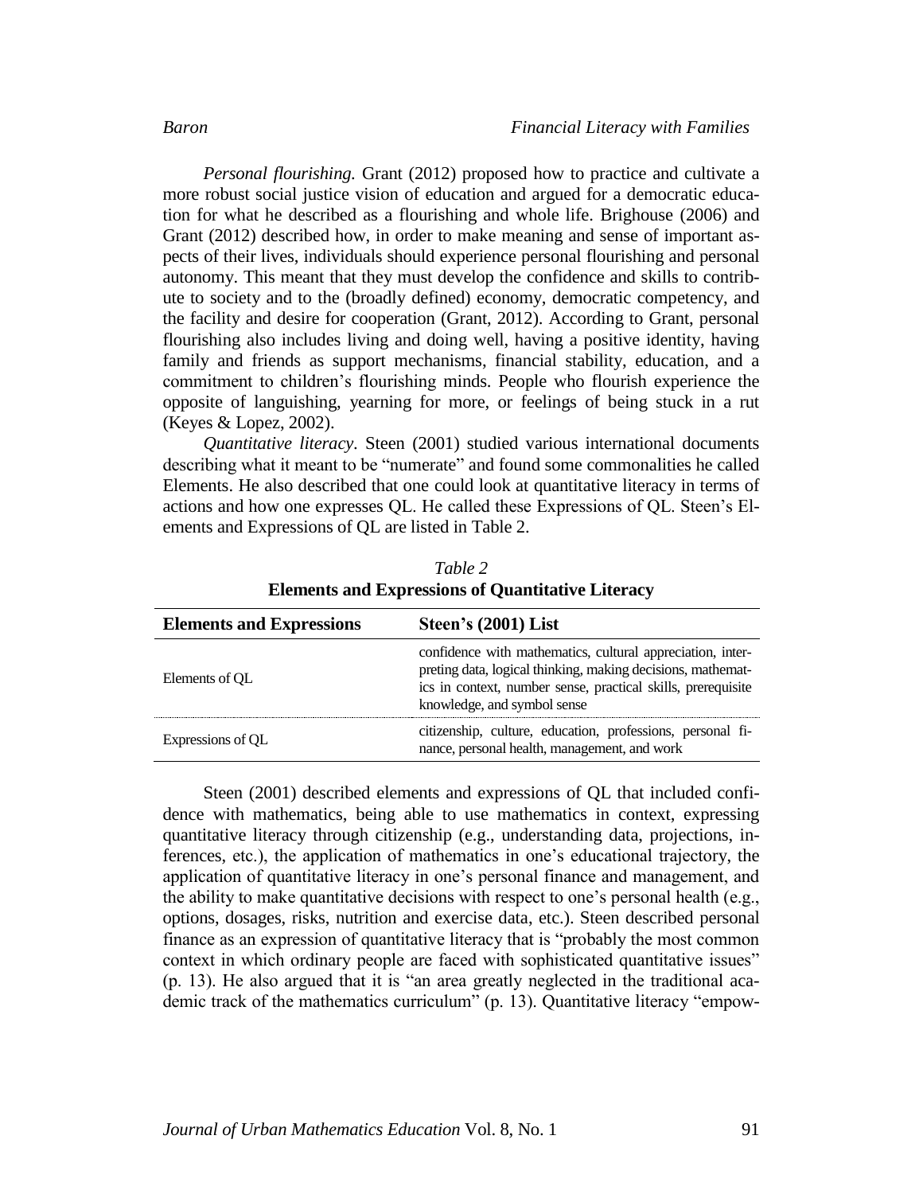*Personal flourishing.* Grant (2012) proposed how to practice and cultivate a more robust social justice vision of education and argued for a democratic education for what he described as a flourishing and whole life. Brighouse (2006) and Grant (2012) described how, in order to make meaning and sense of important aspects of their lives, individuals should experience personal flourishing and personal autonomy. This meant that they must develop the confidence and skills to contribute to society and to the (broadly defined) economy, democratic competency, and the facility and desire for cooperation (Grant, 2012). According to Grant, personal flourishing also includes living and doing well, having a positive identity, having family and friends as support mechanisms, financial stability, education, and a commitment to children's flourishing minds. People who flourish experience the opposite of languishing, yearning for more, or feelings of being stuck in a rut (Keyes & Lopez, 2002).

*Quantitative literacy*. Steen (2001) studied various international documents describing what it meant to be "numerate" and found some commonalities he called Elements. He also described that one could look at quantitative literacy in terms of actions and how one expresses QL. He called these Expressions of QL. Steen's Elements and Expressions of QL are listed in Table 2.

*Table 2*

**Elements and Expressions of Quantitative Literacy**

| **Elements and Expressions** | **Steen's (2001) List** |
|---|---|
| Elements of QL | confidence with mathematics, cultural appreciation, interpreting data, logical thinking, making decisions, mathematics in context, number sense, practical skills, prerequisite knowledge, and symbol sense |
| Expressions of QL | citizenship, culture, education, professions, personal finance, personal health, management, and work |

Steen (2001) described elements and expressions of QL that included confidence with mathematics, being able to use mathematics in context, expressing quantitative literacy through citizenship (e.g., understanding data, projections, inferences, etc.), the application of mathematics in one's educational trajectory, the application of quantitative literacy in one's personal finance and management, and the ability to make quantitative decisions with respect to one's personal health (e.g., options, dosages, risks, nutrition and exercise data, etc.). Steen described personal finance as an expression of quantitative literacy that is "probably the most common context in which ordinary people are faced with sophisticated quantitative issues" (p. 13). He also argued that it is "an area greatly neglected in the traditional academic track of the mathematics curriculum" (p. 13). Quantitative literacy "empow-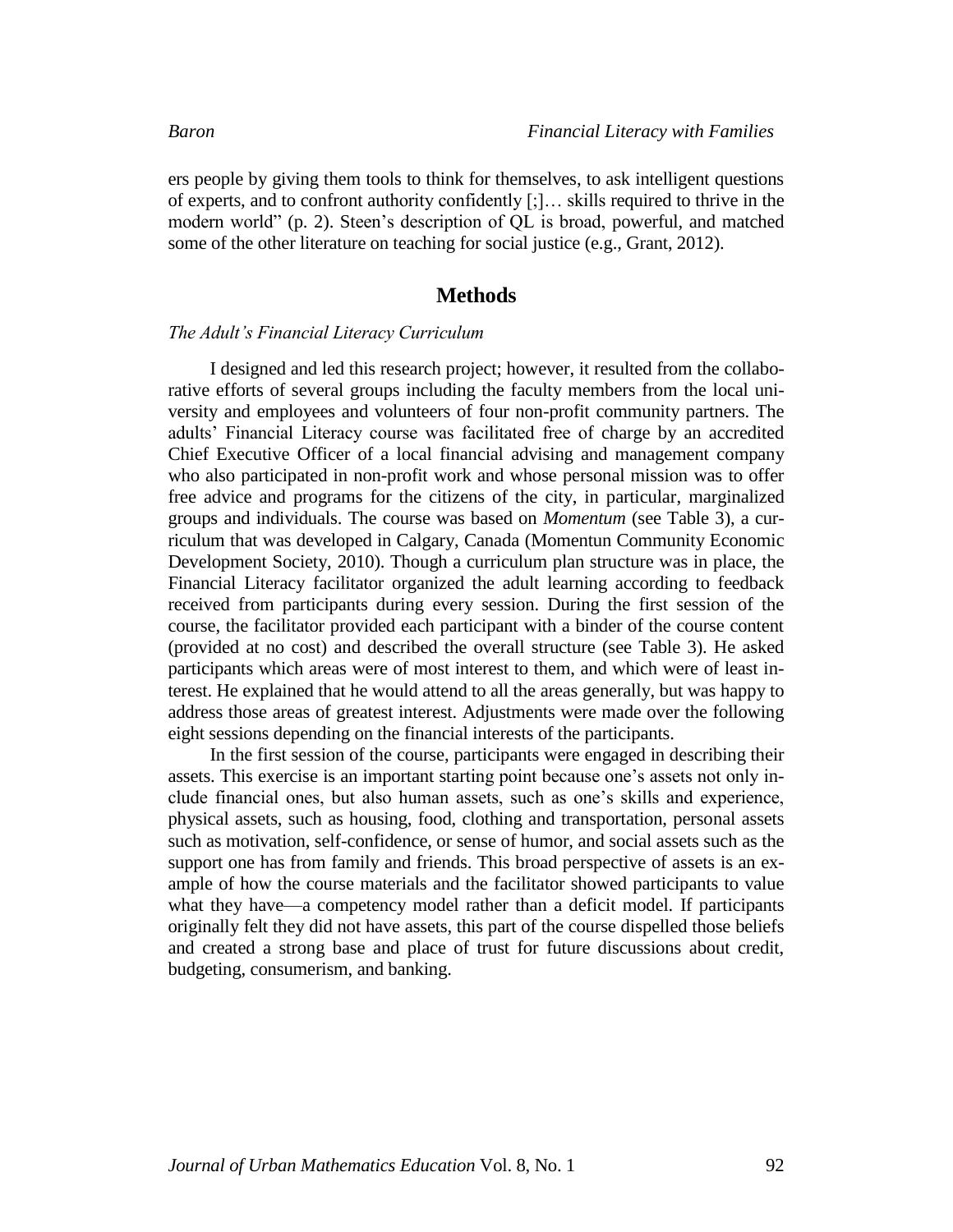ers people by giving them tools to think for themselves, to ask intelligent questions of experts, and to confront authority confidently [;]… skills required to thrive in the modern world" (p. 2). Steen's description of QL is broad, powerful, and matched some of the other literature on teaching for social justice (e.g., Grant, 2012).

## Methods

### *The Adult's Financial Literacy Curriculum*

I designed and led this research project; however, it resulted from the collaborative efforts of several groups including the faculty members from the local university and employees and volunteers of four non-profit community partners. The adults' Financial Literacy course was facilitated free of charge by an accredited Chief Executive Officer of a local financial advising and management company who also participated in non-profit work and whose personal mission was to offer free advice and programs for the citizens of the city, in particular, marginalized groups and individuals. The course was based on *Momentum* (see Table 3), a curriculum that was developed in Calgary, Canada (Momentun Community Economic Development Society, 2010). Though a curriculum plan structure was in place, the Financial Literacy facilitator organized the adult learning according to feedback received from participants during every session. During the first session of the course, the facilitator provided each participant with a binder of the course content (provided at no cost) and described the overall structure (see Table 3). He asked participants which areas were of most interest to them, and which were of least interest. He explained that he would attend to all the areas generally, but was happy to address those areas of greatest interest. Adjustments were made over the following eight sessions depending on the financial interests of the participants.

In the first session of the course, participants were engaged in describing their assets. This exercise is an important starting point because one's assets not only include financial ones, but also human assets, such as one's skills and experience, physical assets, such as housing, food, clothing and transportation, personal assets such as motivation, self-confidence, or sense of humor, and social assets such as the support one has from family and friends. This broad perspective of assets is an example of how the course materials and the facilitator showed participants to value what they have—a competency model rather than a deficit model. If participants originally felt they did not have assets, this part of the course dispelled those beliefs and created a strong base and place of trust for future discussions about credit, budgeting, consumerism, and banking.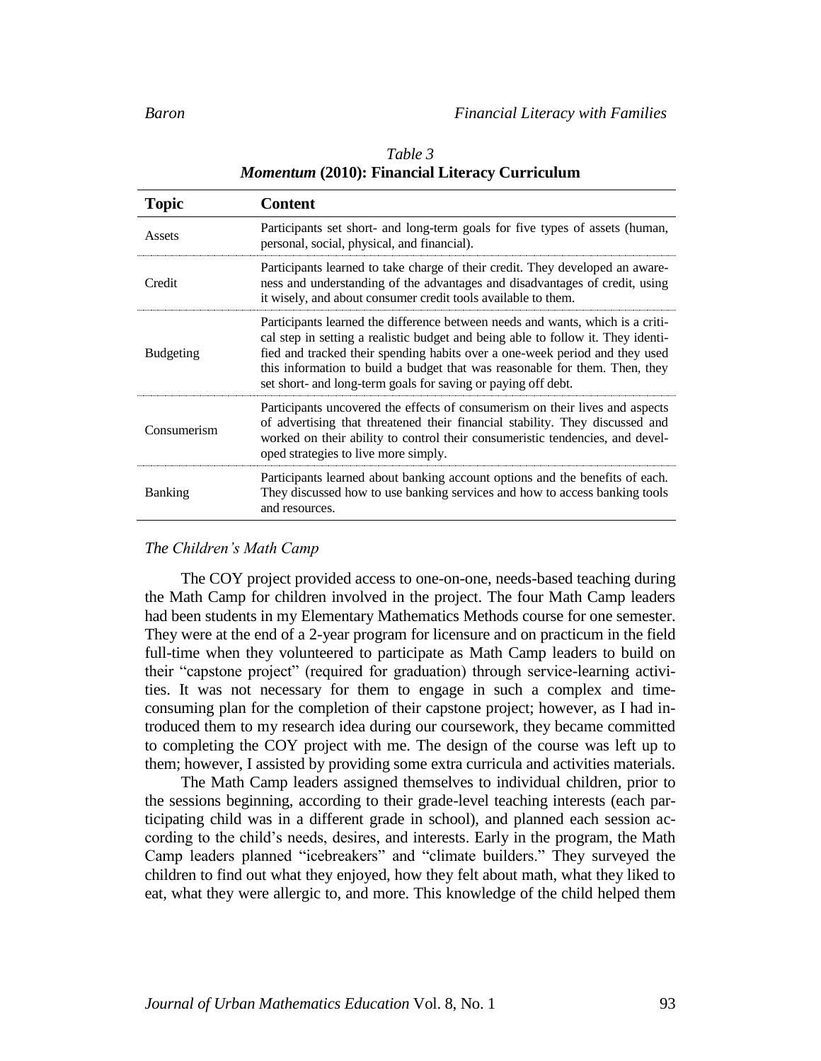*Table 3*
***Momentum* (2010): Financial Literacy Curriculum**

| **Topic** | **Content** |
|---|---|
| Assets | Participants set short- and long-term goals for five types of assets (human, personal, social, physical, and financial). |
| Credit | Participants learned to take charge of their credit. They developed an awareness and understanding of the advantages and disadvantages of credit, using it wisely, and about consumer credit tools available to them. |
| Budgeting | Participants learned the difference between needs and wants, which is a critical step in setting a realistic budget and being able to follow it. They identified and tracked their spending habits over a one-week period and they used this information to build a budget that was reasonable for them. Then, they set short- and long-term goals for saving or paying off debt. |
| Consumerism | Participants uncovered the effects of consumerism on their lives and aspects of advertising that threatened their financial stability. They discussed and worked on their ability to control their consumeristic tendencies, and developed strategies to live more simply. |
| Banking | Participants learned about banking account options and the benefits of each. They discussed how to use banking services and how to access banking tools and resources. |

### *The Children's Math Camp*

The COY project provided access to one-on-one, needs-based teaching during the Math Camp for children involved in the project. The four Math Camp leaders had been students in my Elementary Mathematics Methods course for one semester. They were at the end of a 2-year program for licensure and on practicum in the field full-time when they volunteered to participate as Math Camp leaders to build on their "capstone project" (required for graduation) through service-learning activities. It was not necessary for them to engage in such a complex and time-consuming plan for the completion of their capstone project; however, as I had introduced them to my research idea during our coursework, they became committed to completing the COY project with me. The design of the course was left up to them; however, I assisted by providing some extra curricula and activities materials.

The Math Camp leaders assigned themselves to individual children, prior to the sessions beginning, according to their grade-level teaching interests (each participating child was in a different grade in school), and planned each session according to the child's needs, desires, and interests. Early in the program, the Math Camp leaders planned "icebreakers" and "climate builders." They surveyed the children to find out what they enjoyed, how they felt about math, what they liked to eat, what they were allergic to, and more. This knowledge of the child helped them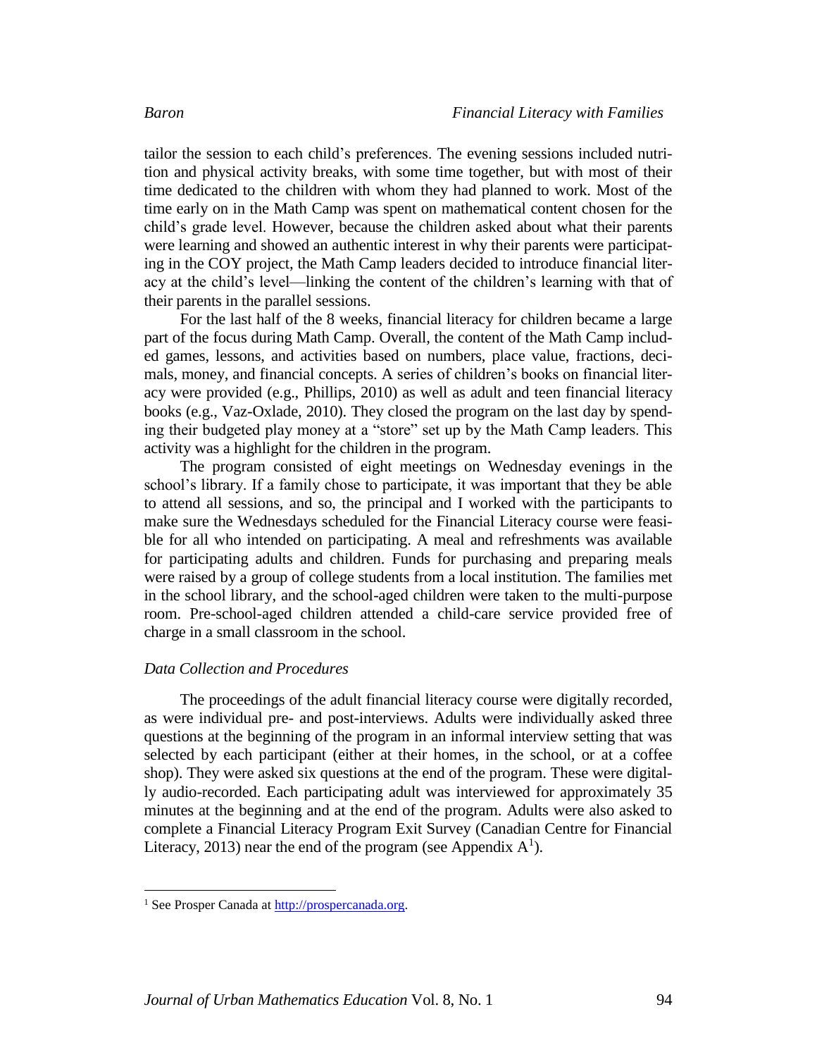tailor the session to each child's preferences. The evening sessions included nutrition and physical activity breaks, with some time together, but with most of their time dedicated to the children with whom they had planned to work. Most of the time early on in the Math Camp was spent on mathematical content chosen for the child's grade level. However, because the children asked about what their parents were learning and showed an authentic interest in why their parents were participating in the COY project, the Math Camp leaders decided to introduce financial literacy at the child's level—linking the content of the children's learning with that of their parents in the parallel sessions.

For the last half of the 8 weeks, financial literacy for children became a large part of the focus during Math Camp. Overall, the content of the Math Camp included games, lessons, and activities based on numbers, place value, fractions, decimals, money, and financial concepts. A series of children's books on financial literacy were provided (e.g., Phillips, 2010) as well as adult and teen financial literacy books (e.g., Vaz-Oxlade, 2010). They closed the program on the last day by spending their budgeted play money at a "store" set up by the Math Camp leaders. This activity was a highlight for the children in the program.

The program consisted of eight meetings on Wednesday evenings in the school's library. If a family chose to participate, it was important that they be able to attend all sessions, and so, the principal and I worked with the participants to make sure the Wednesdays scheduled for the Financial Literacy course were feasible for all who intended on participating. A meal and refreshments was available for participating adults and children. Funds for purchasing and preparing meals were raised by a group of college students from a local institution. The families met in the school library, and the school-aged children were taken to the multi-purpose room. Pre-school-aged children attended a child-care service provided free of charge in a small classroom in the school.

### *Data Collection and Procedures*

The proceedings of the adult financial literacy course were digitally recorded, as were individual pre- and post-interviews. Adults were individually asked three questions at the beginning of the program in an informal interview setting that was selected by each participant (either at their homes, in the school, or at a coffee shop). They were asked six questions at the end of the program. These were digitally audio-recorded. Each participating adult was interviewed for approximately 35 minutes at the beginning and at the end of the program. Adults were also asked to complete a Financial Literacy Program Exit Survey (Canadian Centre for Financial Literacy, 2013) near the end of the program (see Appendix A[1]).

---

[1] See Prosper Canada at http://prospercanada.org.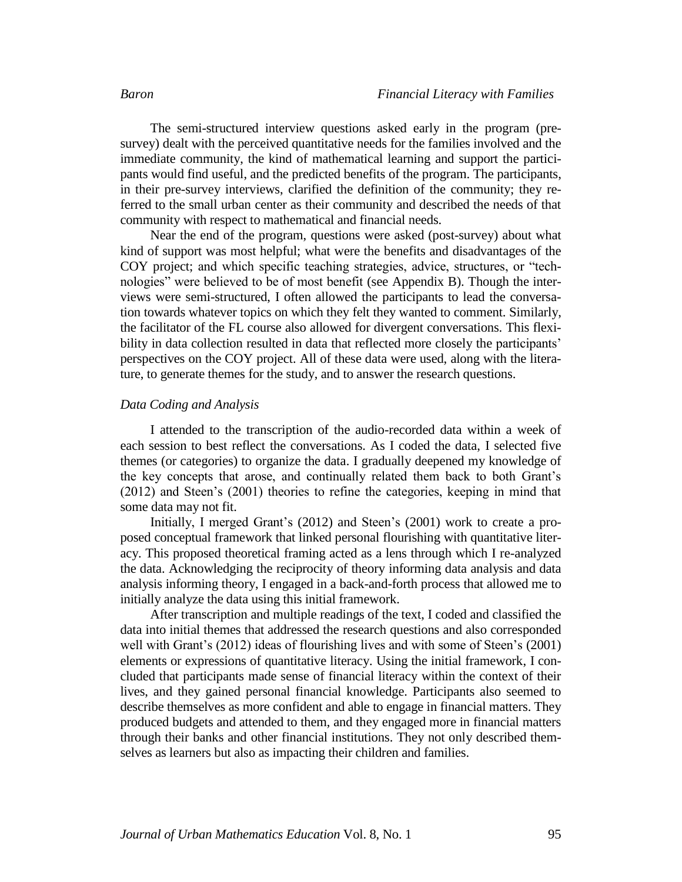The semi-structured interview questions asked early in the program (pre-survey) dealt with the perceived quantitative needs for the families involved and the immediate community, the kind of mathematical learning and support the participants would find useful, and the predicted benefits of the program. The participants, in their pre-survey interviews, clarified the definition of the community; they referred to the small urban center as their community and described the needs of that community with respect to mathematical and financial needs.

Near the end of the program, questions were asked (post-survey) about what kind of support was most helpful; what were the benefits and disadvantages of the COY project; and which specific teaching strategies, advice, structures, or "technologies" were believed to be of most benefit (see Appendix B). Though the interviews were semi-structured, I often allowed the participants to lead the conversation towards whatever topics on which they felt they wanted to comment. Similarly, the facilitator of the FL course also allowed for divergent conversations. This flexibility in data collection resulted in data that reflected more closely the participants' perspectives on the COY project. All of these data were used, along with the literature, to generate themes for the study, and to answer the research questions.

### *Data Coding and Analysis*

I attended to the transcription of the audio-recorded data within a week of each session to best reflect the conversations. As I coded the data, I selected five themes (or categories) to organize the data. I gradually deepened my knowledge of the key concepts that arose, and continually related them back to both Grant's (2012) and Steen's (2001) theories to refine the categories, keeping in mind that some data may not fit.

Initially, I merged Grant's (2012) and Steen's (2001) work to create a proposed conceptual framework that linked personal flourishing with quantitative literacy. This proposed theoretical framing acted as a lens through which I re-analyzed the data. Acknowledging the reciprocity of theory informing data analysis and data analysis informing theory, I engaged in a back-and-forth process that allowed me to initially analyze the data using this initial framework.

After transcription and multiple readings of the text, I coded and classified the data into initial themes that addressed the research questions and also corresponded well with Grant's (2012) ideas of flourishing lives and with some of Steen's (2001) elements or expressions of quantitative literacy. Using the initial framework, I concluded that participants made sense of financial literacy within the context of their lives, and they gained personal financial knowledge. Participants also seemed to describe themselves as more confident and able to engage in financial matters. They produced budgets and attended to them, and they engaged more in financial matters through their banks and other financial institutions. They not only described themselves as learners but also as impacting their children and families.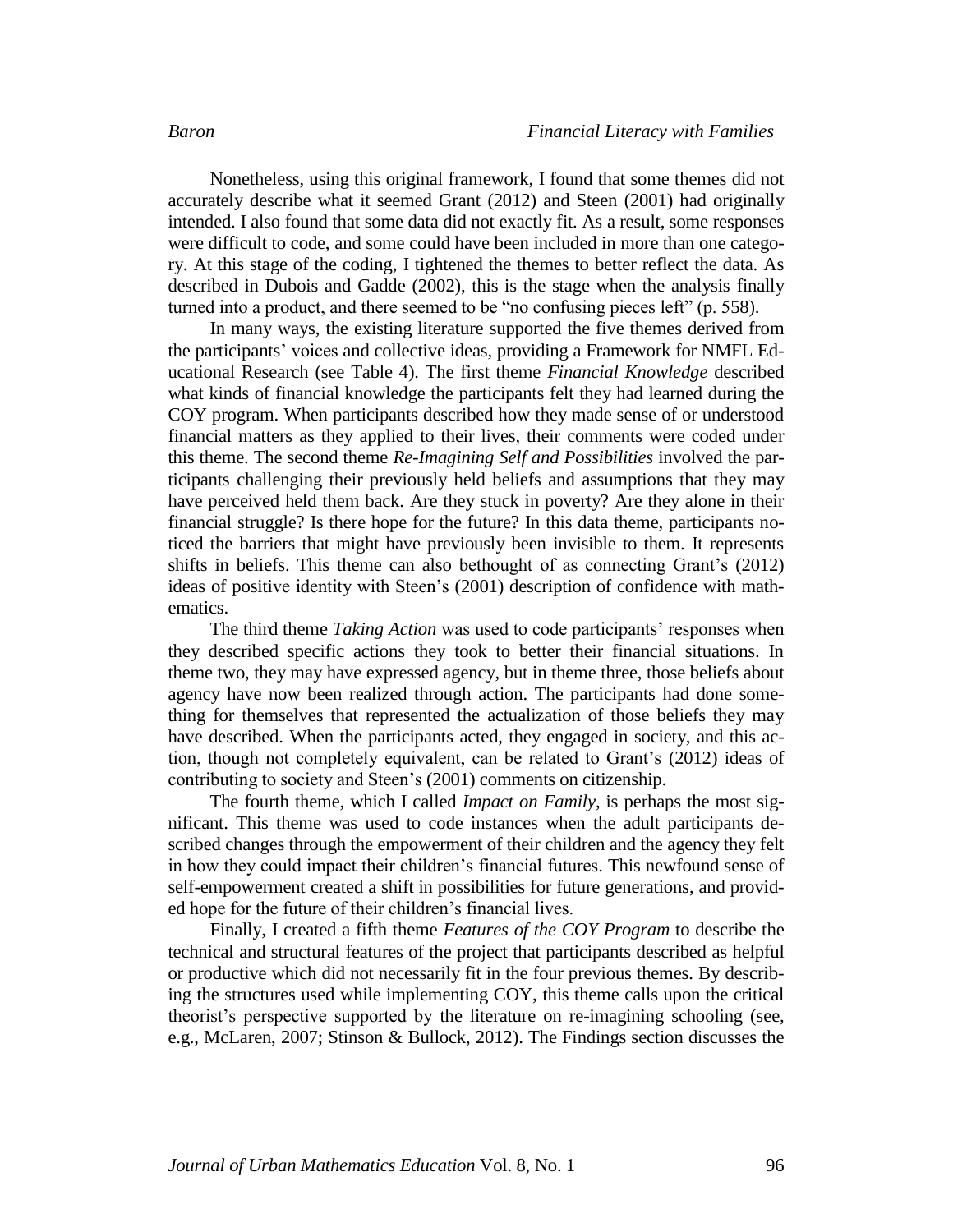Nonetheless, using this original framework, I found that some themes did not accurately describe what it seemed Grant (2012) and Steen (2001) had originally intended. I also found that some data did not exactly fit. As a result, some responses were difficult to code, and some could have been included in more than one category. At this stage of the coding, I tightened the themes to better reflect the data. As described in Dubois and Gadde (2002), this is the stage when the analysis finally turned into a product, and there seemed to be "no confusing pieces left" (p. 558).

In many ways, the existing literature supported the five themes derived from the participants' voices and collective ideas, providing a Framework for NMFL Educational Research (see Table 4). The first theme *Financial Knowledge* described what kinds of financial knowledge the participants felt they had learned during the COY program. When participants described how they made sense of or understood financial matters as they applied to their lives, their comments were coded under this theme. The second theme *Re-Imagining Self and Possibilities* involved the participants challenging their previously held beliefs and assumptions that they may have perceived held them back. Are they stuck in poverty? Are they alone in their financial struggle? Is there hope for the future? In this data theme, participants noticed the barriers that might have previously been invisible to them. It represents shifts in beliefs. This theme can also bethought of as connecting Grant's (2012) ideas of positive identity with Steen's (2001) description of confidence with mathematics.

The third theme *Taking Action* was used to code participants' responses when they described specific actions they took to better their financial situations. In theme two, they may have expressed agency, but in theme three, those beliefs about agency have now been realized through action. The participants had done something for themselves that represented the actualization of those beliefs they may have described. When the participants acted, they engaged in society, and this action, though not completely equivalent, can be related to Grant's (2012) ideas of contributing to society and Steen's (2001) comments on citizenship.

The fourth theme, which I called *Impact on Family*, is perhaps the most significant. This theme was used to code instances when the adult participants described changes through the empowerment of their children and the agency they felt in how they could impact their children's financial futures. This newfound sense of self-empowerment created a shift in possibilities for future generations, and provided hope for the future of their children's financial lives.

Finally, I created a fifth theme *Features of the COY Program* to describe the technical and structural features of the project that participants described as helpful or productive which did not necessarily fit in the four previous themes. By describing the structures used while implementing COY, this theme calls upon the critical theorist's perspective supported by the literature on re-imagining schooling (see, e.g., McLaren, 2007; Stinson & Bullock, 2012). The Findings section discusses the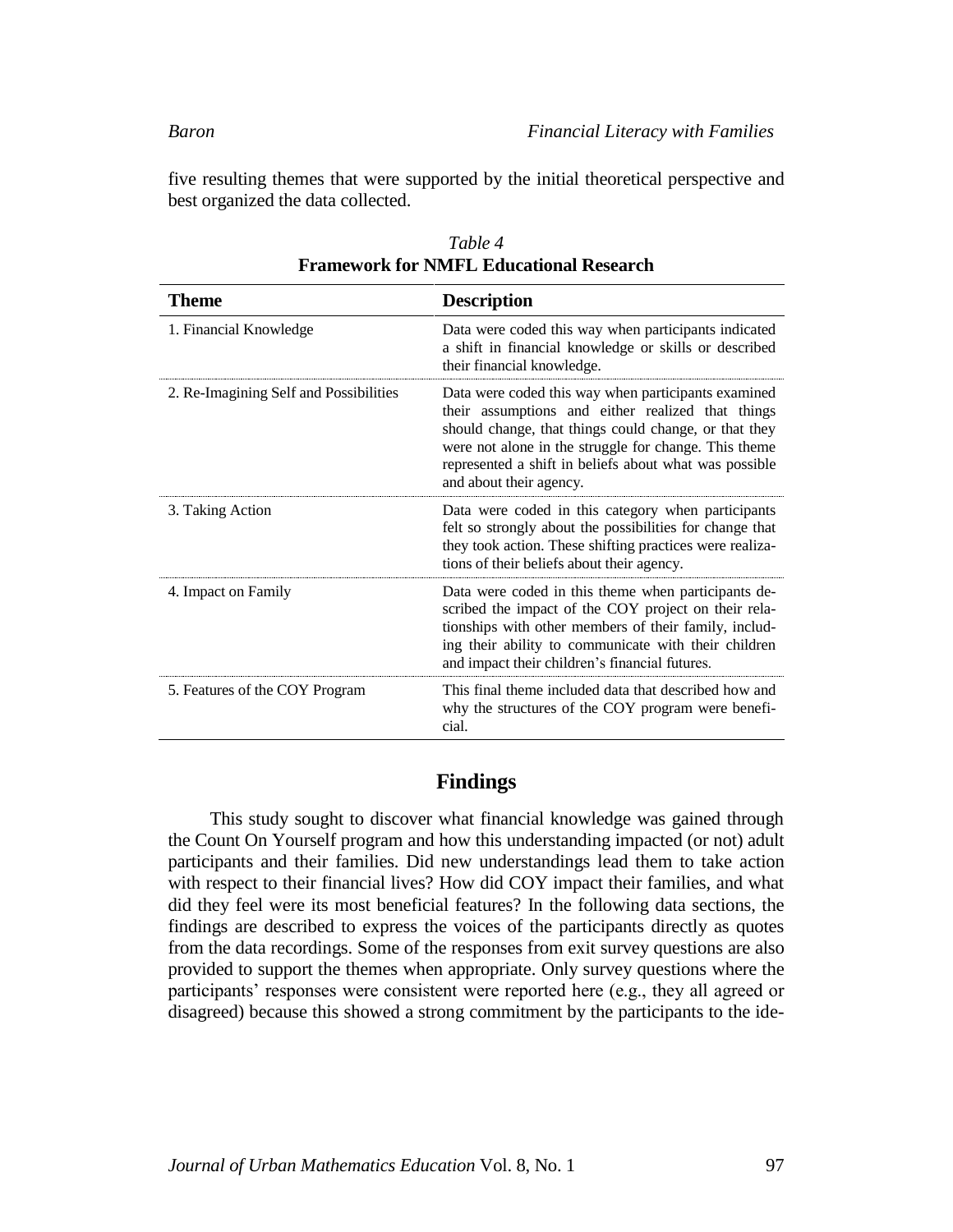five resulting themes that were supported by the initial theoretical perspective and best organized the data collected.

*Table 4*
**Framework for NMFL Educational Research**

| Theme | Description |
|---|---|
| 1. Financial Knowledge | Data were coded this way when participants indicated a shift in financial knowledge or skills or described their financial knowledge. |
| 2. Re-Imagining Self and Possibilities | Data were coded this way when participants examined their assumptions and either realized that things should change, that things could change, or that they were not alone in the struggle for change. This theme represented a shift in beliefs about what was possible and about their agency. |
| 3. Taking Action | Data were coded in this category when participants felt so strongly about the possibilities for change that they took action. These shifting practices were realizations of their beliefs about their agency. |
| 4. Impact on Family | Data were coded in this theme when participants described the impact of the COY project on their relationships with other members of their family, including their ability to communicate with their children and impact their children's financial futures. |
| 5. Features of the COY Program | This final theme included data that described how and why the structures of the COY program were beneficial. |

## Findings

This study sought to discover what financial knowledge was gained through the Count On Yourself program and how this understanding impacted (or not) adult participants and their families. Did new understandings lead them to take action with respect to their financial lives? How did COY impact their families, and what did they feel were its most beneficial features? In the following data sections, the findings are described to express the voices of the participants directly as quotes from the data recordings. Some of the responses from exit survey questions are also provided to support the themes when appropriate. Only survey questions where the participants' responses were consistent were reported here (e.g., they all agreed or disagreed) because this showed a strong commitment by the participants to the ide-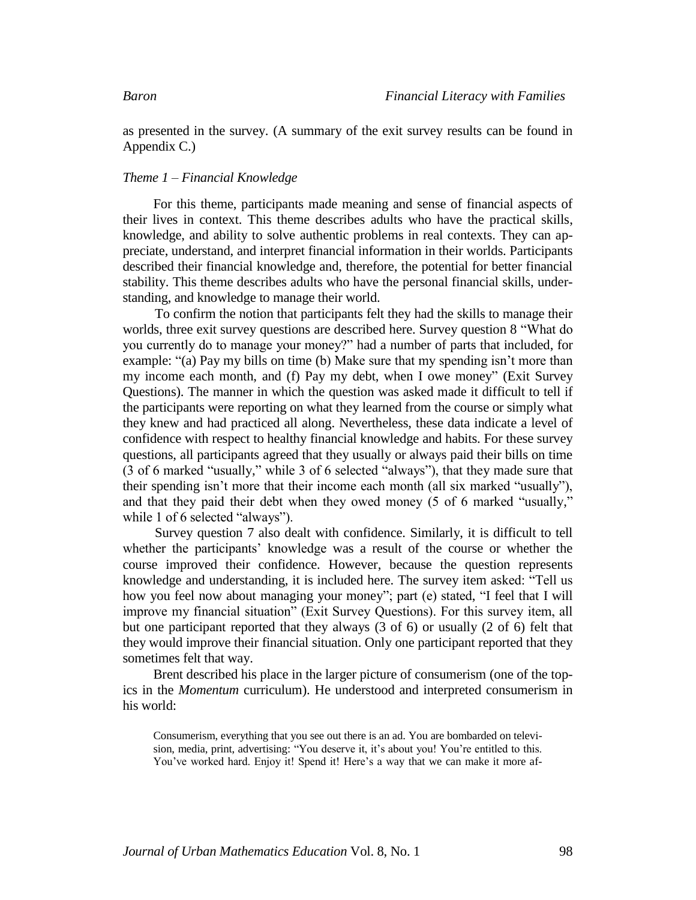as presented in the survey. (A summary of the exit survey results can be found in Appendix C.)

*Theme 1 – Financial Knowledge*

For this theme, participants made meaning and sense of financial aspects of their lives in context. This theme describes adults who have the practical skills, knowledge, and ability to solve authentic problems in real contexts. They can appreciate, understand, and interpret financial information in their worlds. Participants described their financial knowledge and, therefore, the potential for better financial stability. This theme describes adults who have the personal financial skills, understanding, and knowledge to manage their world.

To confirm the notion that participants felt they had the skills to manage their worlds, three exit survey questions are described here. Survey question 8 "What do you currently do to manage your money?" had a number of parts that included, for example: "(a) Pay my bills on time (b) Make sure that my spending isn't more than my income each month, and (f) Pay my debt, when I owe money" (Exit Survey Questions). The manner in which the question was asked made it difficult to tell if the participants were reporting on what they learned from the course or simply what they knew and had practiced all along. Nevertheless, these data indicate a level of confidence with respect to healthy financial knowledge and habits. For these survey questions, all participants agreed that they usually or always paid their bills on time (3 of 6 marked "usually," while 3 of 6 selected "always"), that they made sure that their spending isn't more that their income each month (all six marked "usually"), and that they paid their debt when they owed money (5 of 6 marked "usually," while 1 of 6 selected "always").

Survey question 7 also dealt with confidence. Similarly, it is difficult to tell whether the participants' knowledge was a result of the course or whether the course improved their confidence. However, because the question represents knowledge and understanding, it is included here. The survey item asked: "Tell us how you feel now about managing your money"; part (e) stated, "I feel that I will improve my financial situation" (Exit Survey Questions). For this survey item, all but one participant reported that they always (3 of 6) or usually (2 of 6) felt that they would improve their financial situation. Only one participant reported that they sometimes felt that way.

Brent described his place in the larger picture of consumerism (one of the topics in the *Momentum* curriculum). He understood and interpreted consumerism in his world:

> Consumerism, everything that you see out there is an ad. You are bombarded on television, media, print, advertising: "You deserve it, it's about you! You're entitled to this. You've worked hard. Enjoy it! Spend it! Here's a way that we can make it more af-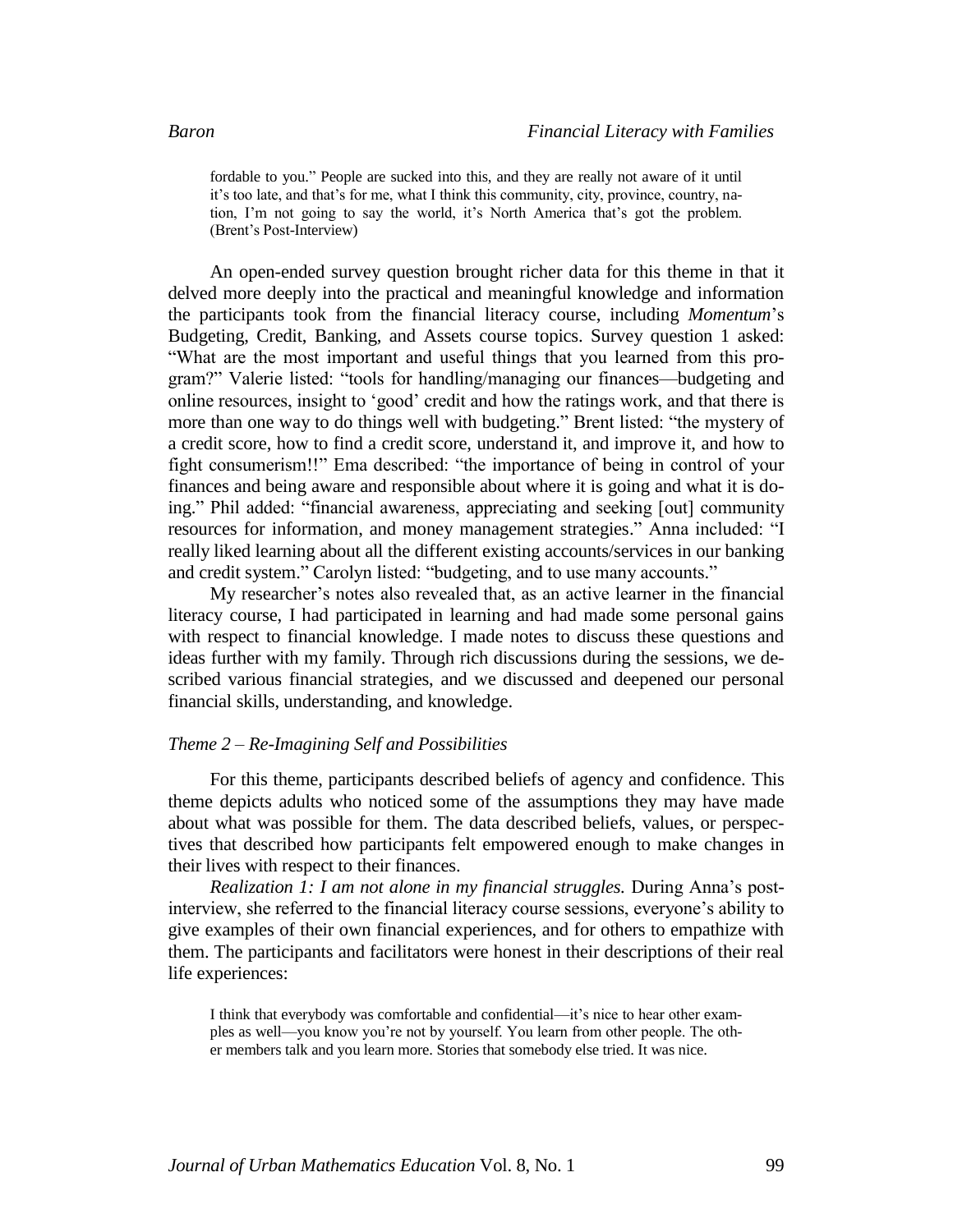fordable to you." People are sucked into this, and they are really not aware of it until it's too late, and that's for me, what I think this community, city, province, country, nation, I'm not going to say the world, it's North America that's got the problem. (Brent's Post-Interview)

An open-ended survey question brought richer data for this theme in that it delved more deeply into the practical and meaningful knowledge and information the participants took from the financial literacy course, including *Momentum*'s Budgeting, Credit, Banking, and Assets course topics. Survey question 1 asked: "What are the most important and useful things that you learned from this program?" Valerie listed: "tools for handling/managing our finances—budgeting and online resources, insight to 'good' credit and how the ratings work, and that there is more than one way to do things well with budgeting." Brent listed: "the mystery of a credit score, how to find a credit score, understand it, and improve it, and how to fight consumerism!!" Ema described: "the importance of being in control of your finances and being aware and responsible about where it is going and what it is doing." Phil added: "financial awareness, appreciating and seeking [out] community resources for information, and money management strategies." Anna included: "I really liked learning about all the different existing accounts/services in our banking and credit system." Carolyn listed: "budgeting, and to use many accounts."

My researcher's notes also revealed that, as an active learner in the financial literacy course, I had participated in learning and had made some personal gains with respect to financial knowledge. I made notes to discuss these questions and ideas further with my family. Through rich discussions during the sessions, we described various financial strategies, and we discussed and deepened our personal financial skills, understanding, and knowledge.

### *Theme 2 – Re-Imagining Self and Possibilities*

For this theme, participants described beliefs of agency and confidence. This theme depicts adults who noticed some of the assumptions they may have made about what was possible for them. The data described beliefs, values, or perspectives that described how participants felt empowered enough to make changes in their lives with respect to their finances.

*Realization 1: I am not alone in my financial struggles.* During Anna's post-interview, she referred to the financial literacy course sessions, everyone's ability to give examples of their own financial experiences, and for others to empathize with them. The participants and facilitators were honest in their descriptions of their real life experiences:

> I think that everybody was comfortable and confidential—it's nice to hear other examples as well—you know you're not by yourself. You learn from other people. The other members talk and you learn more. Stories that somebody else tried. It was nice.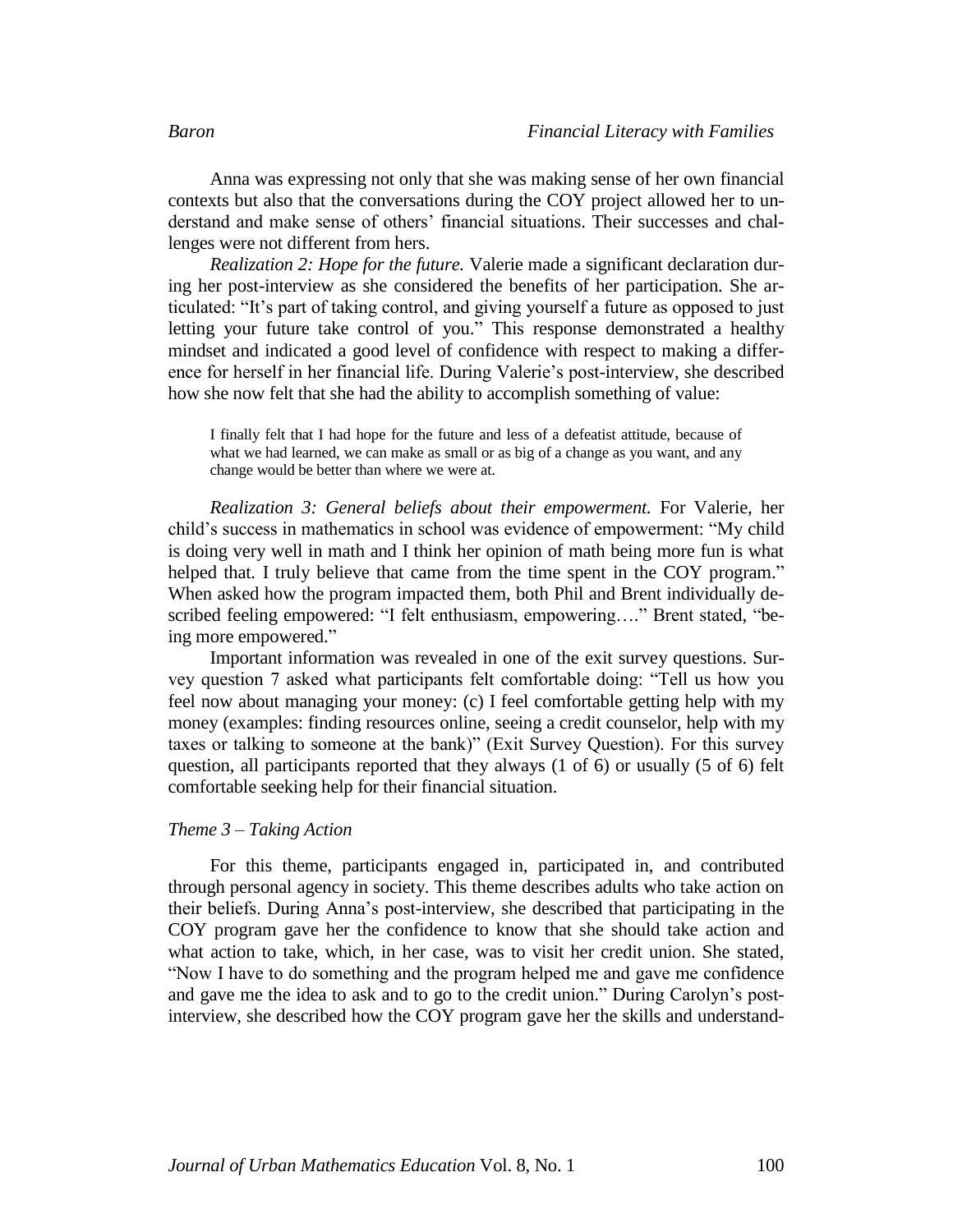Anna was expressing not only that she was making sense of her own financial contexts but also that the conversations during the COY project allowed her to understand and make sense of others' financial situations. Their successes and challenges were not different from hers.

*Realization 2: Hope for the future.* Valerie made a significant declaration during her post-interview as she considered the benefits of her participation. She articulated: "It's part of taking control, and giving yourself a future as opposed to just letting your future take control of you." This response demonstrated a healthy mindset and indicated a good level of confidence with respect to making a difference for herself in her financial life. During Valerie's post-interview, she described how she now felt that she had the ability to accomplish something of value:

> I finally felt that I had hope for the future and less of a defeatist attitude, because of what we had learned, we can make as small or as big of a change as you want, and any change would be better than where we were at.

*Realization 3: General beliefs about their empowerment.* For Valerie, her child's success in mathematics in school was evidence of empowerment: "My child is doing very well in math and I think her opinion of math being more fun is what helped that. I truly believe that came from the time spent in the COY program." When asked how the program impacted them, both Phil and Brent individually described feeling empowered: "I felt enthusiasm, empowering…." Brent stated, "being more empowered."

Important information was revealed in one of the exit survey questions. Survey question 7 asked what participants felt comfortable doing: "Tell us how you feel now about managing your money: (c) I feel comfortable getting help with my money (examples: finding resources online, seeing a credit counselor, help with my taxes or talking to someone at the bank)" (Exit Survey Question). For this survey question, all participants reported that they always (1 of 6) or usually (5 of 6) felt comfortable seeking help for their financial situation.

### *Theme 3 – Taking Action*

For this theme, participants engaged in, participated in, and contributed through personal agency in society. This theme describes adults who take action on their beliefs. During Anna's post-interview, she described that participating in the COY program gave her the confidence to know that she should take action and what action to take, which, in her case, was to visit her credit union. She stated, "Now I have to do something and the program helped me and gave me confidence and gave me the idea to ask and to go to the credit union." During Carolyn's post-interview, she described how the COY program gave her the skills and understand-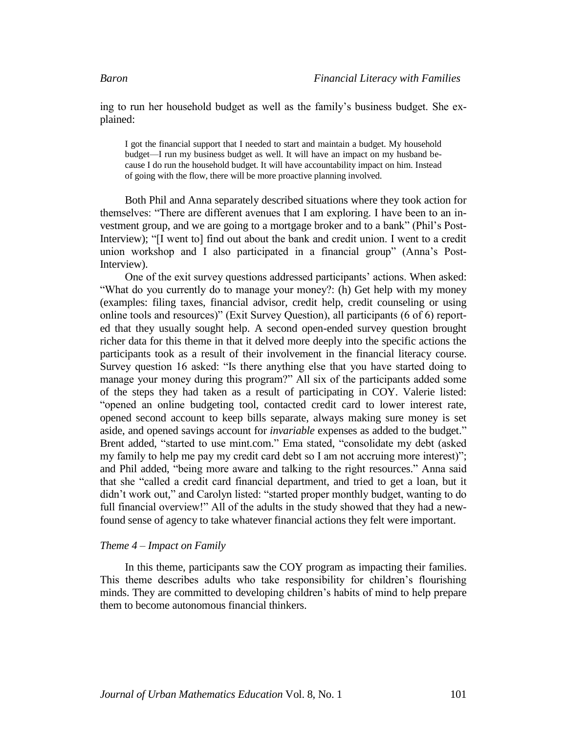ing to run her household budget as well as the family's business budget. She explained:

> I got the financial support that I needed to start and maintain a budget. My household budget—I run my business budget as well. It will have an impact on my husband because I do run the household budget. It will have accountability impact on him. Instead of going with the flow, there will be more proactive planning involved.

Both Phil and Anna separately described situations where they took action for themselves: "There are different avenues that I am exploring. I have been to an investment group, and we are going to a mortgage broker and to a bank" (Phil's Post-Interview); "[I went to] find out about the bank and credit union. I went to a credit union workshop and I also participated in a financial group" (Anna's Post-Interview).

One of the exit survey questions addressed participants' actions. When asked: "What do you currently do to manage your money?: (h) Get help with my money (examples: filing taxes, financial advisor, credit help, credit counseling or using online tools and resources)" (Exit Survey Question), all participants (6 of 6) reported that they usually sought help. A second open-ended survey question brought richer data for this theme in that it delved more deeply into the specific actions the participants took as a result of their involvement in the financial literacy course. Survey question 16 asked: "Is there anything else that you have started doing to manage your money during this program?" All six of the participants added some of the steps they had taken as a result of participating in COY. Valerie listed: "opened an online budgeting tool, contacted credit card to lower interest rate, opened second account to keep bills separate, always making sure money is set aside, and opened savings account for *invariable* expenses as added to the budget." Brent added, "started to use mint.com." Ema stated, "consolidate my debt (asked my family to help me pay my credit card debt so I am not accruing more interest)"; and Phil added, "being more aware and talking to the right resources." Anna said that she "called a credit card financial department, and tried to get a loan, but it didn't work out," and Carolyn listed: "started proper monthly budget, wanting to do full financial overview!" All of the adults in the study showed that they had a newfound sense of agency to take whatever financial actions they felt were important.

### *Theme 4 – Impact on Family*

In this theme, participants saw the COY program as impacting their families. This theme describes adults who take responsibility for children's flourishing minds. They are committed to developing children's habits of mind to help prepare them to become autonomous financial thinkers.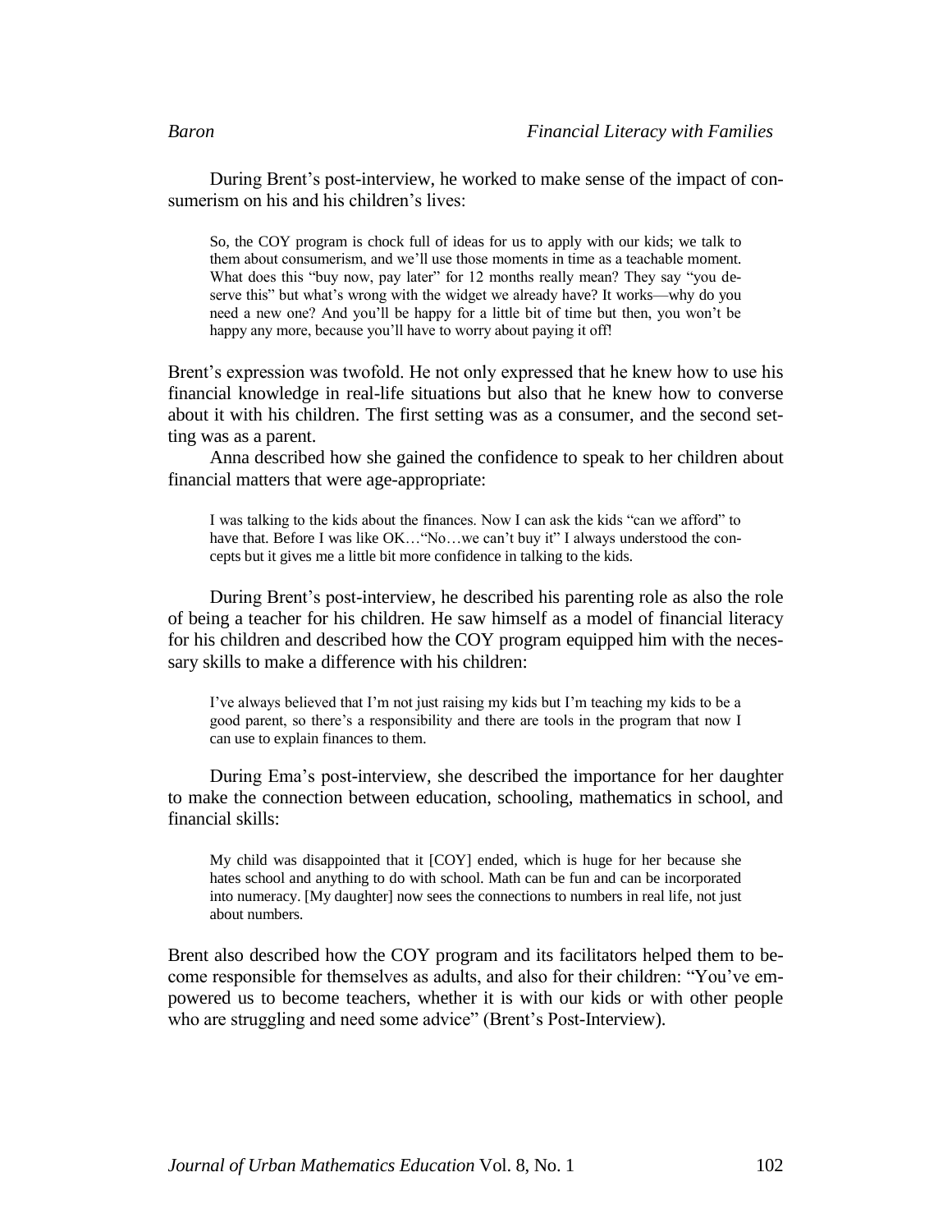During Brent's post-interview, he worked to make sense of the impact of consumerism on his and his children's lives:

> So, the COY program is chock full of ideas for us to apply with our kids; we talk to them about consumerism, and we'll use those moments in time as a teachable moment. What does this "buy now, pay later" for 12 months really mean? They say "you deserve this" but what's wrong with the widget we already have? It works—why do you need a new one? And you'll be happy for a little bit of time but then, you won't be happy any more, because you'll have to worry about paying it off!

Brent's expression was twofold. He not only expressed that he knew how to use his financial knowledge in real-life situations but also that he knew how to converse about it with his children. The first setting was as a consumer, and the second setting was as a parent.

Anna described how she gained the confidence to speak to her children about financial matters that were age-appropriate:

> I was talking to the kids about the finances. Now I can ask the kids "can we afford" to have that. Before I was like OK…"No…we can't buy it" I always understood the concepts but it gives me a little bit more confidence in talking to the kids.

During Brent's post-interview, he described his parenting role as also the role of being a teacher for his children. He saw himself as a model of financial literacy for his children and described how the COY program equipped him with the necessary skills to make a difference with his children:

> I've always believed that I'm not just raising my kids but I'm teaching my kids to be a good parent, so there's a responsibility and there are tools in the program that now I can use to explain finances to them.

During Ema's post-interview, she described the importance for her daughter to make the connection between education, schooling, mathematics in school, and financial skills:

> My child was disappointed that it [COY] ended, which is huge for her because she hates school and anything to do with school. Math can be fun and can be incorporated into numeracy. [My daughter] now sees the connections to numbers in real life, not just about numbers.

Brent also described how the COY program and its facilitators helped them to become responsible for themselves as adults, and also for their children: "You've empowered us to become teachers, whether it is with our kids or with other people who are struggling and need some advice" (Brent's Post-Interview).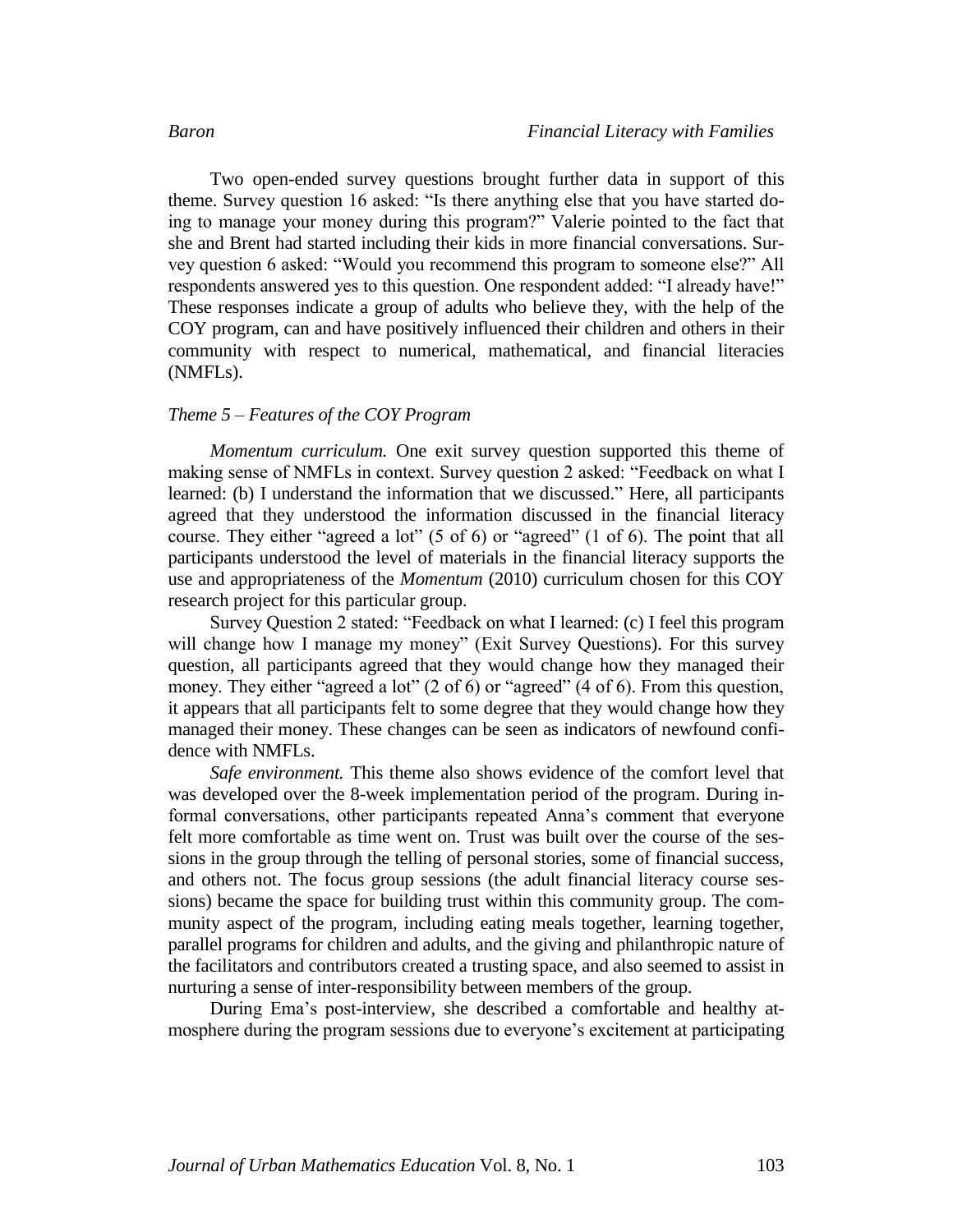Two open-ended survey questions brought further data in support of this theme. Survey question 16 asked: "Is there anything else that you have started doing to manage your money during this program?" Valerie pointed to the fact that she and Brent had started including their kids in more financial conversations. Survey question 6 asked: "Would you recommend this program to someone else?" All respondents answered yes to this question. One respondent added: "I already have!" These responses indicate a group of adults who believe they, with the help of the COY program, can and have positively influenced their children and others in their community with respect to numerical, mathematical, and financial literacies (NMFLs).

### *Theme 5 – Features of the COY Program*

*Momentum curriculum.* One exit survey question supported this theme of making sense of NMFLs in context. Survey question 2 asked: "Feedback on what I learned: (b) I understand the information that we discussed." Here, all participants agreed that they understood the information discussed in the financial literacy course. They either "agreed a lot" (5 of 6) or "agreed" (1 of 6). The point that all participants understood the level of materials in the financial literacy supports the use and appropriateness of the *Momentum* (2010) curriculum chosen for this COY research project for this particular group.

Survey Question 2 stated: "Feedback on what I learned: (c) I feel this program will change how I manage my money" (Exit Survey Questions). For this survey question, all participants agreed that they would change how they managed their money. They either "agreed a lot" (2 of 6) or "agreed" (4 of 6). From this question, it appears that all participants felt to some degree that they would change how they managed their money. These changes can be seen as indicators of newfound confidence with NMFLs.

*Safe environment.* This theme also shows evidence of the comfort level that was developed over the 8-week implementation period of the program. During informal conversations, other participants repeated Anna's comment that everyone felt more comfortable as time went on. Trust was built over the course of the sessions in the group through the telling of personal stories, some of financial success, and others not. The focus group sessions (the adult financial literacy course sessions) became the space for building trust within this community group. The community aspect of the program, including eating meals together, learning together, parallel programs for children and adults, and the giving and philanthropic nature of the facilitators and contributors created a trusting space, and also seemed to assist in nurturing a sense of inter-responsibility between members of the group.

During Ema's post-interview, she described a comfortable and healthy atmosphere during the program sessions due to everyone's excitement at participating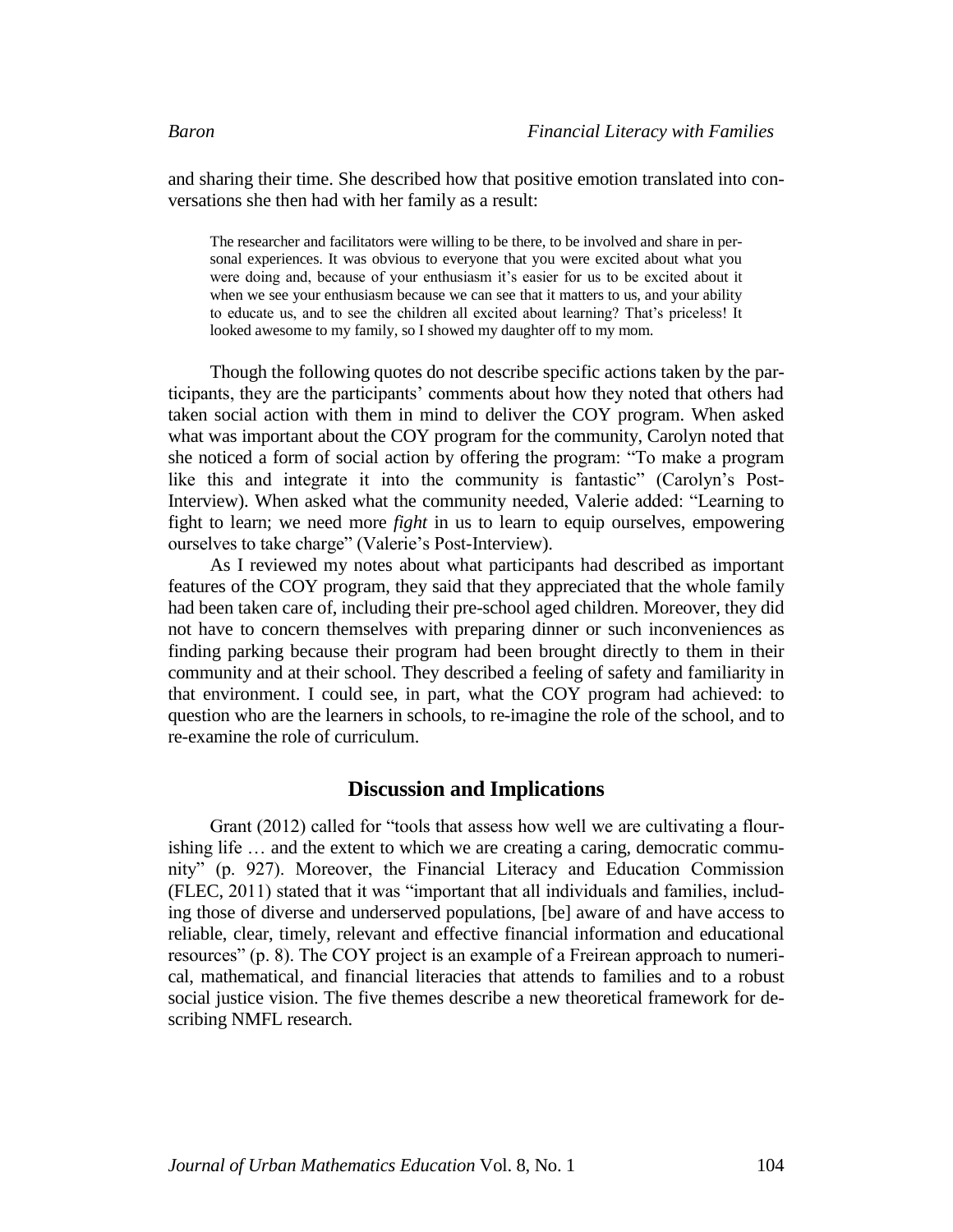and sharing their time. She described how that positive emotion translated into conversations she then had with her family as a result:

> The researcher and facilitators were willing to be there, to be involved and share in personal experiences. It was obvious to everyone that you were excited about what you were doing and, because of your enthusiasm it's easier for us to be excited about it when we see your enthusiasm because we can see that it matters to us, and your ability to educate us, and to see the children all excited about learning? That's priceless! It looked awesome to my family, so I showed my daughter off to my mom.

Though the following quotes do not describe specific actions taken by the participants, they are the participants' comments about how they noted that others had taken social action with them in mind to deliver the COY program. When asked what was important about the COY program for the community, Carolyn noted that she noticed a form of social action by offering the program: "To make a program like this and integrate it into the community is fantastic" (Carolyn's Post-Interview). When asked what the community needed, Valerie added: "Learning to fight to learn; we need more *fight* in us to learn to equip ourselves, empowering ourselves to take charge" (Valerie's Post-Interview).

As I reviewed my notes about what participants had described as important features of the COY program, they said that they appreciated that the whole family had been taken care of, including their pre-school aged children. Moreover, they did not have to concern themselves with preparing dinner or such inconveniences as finding parking because their program had been brought directly to them in their community and at their school. They described a feeling of safety and familiarity in that environment. I could see, in part, what the COY program had achieved: to question who are the learners in schools, to re-imagine the role of the school, and to re-examine the role of curriculum.

## Discussion and Implications

Grant (2012) called for "tools that assess how well we are cultivating a flourishing life … and the extent to which we are creating a caring, democratic community" (p. 927). Moreover, the Financial Literacy and Education Commission (FLEC, 2011) stated that it was "important that all individuals and families, including those of diverse and underserved populations, [be] aware of and have access to reliable, clear, timely, relevant and effective financial information and educational resources" (p. 8). The COY project is an example of a Freirean approach to numerical, mathematical, and financial literacies that attends to families and to a robust social justice vision. The five themes describe a new theoretical framework for describing NMFL research.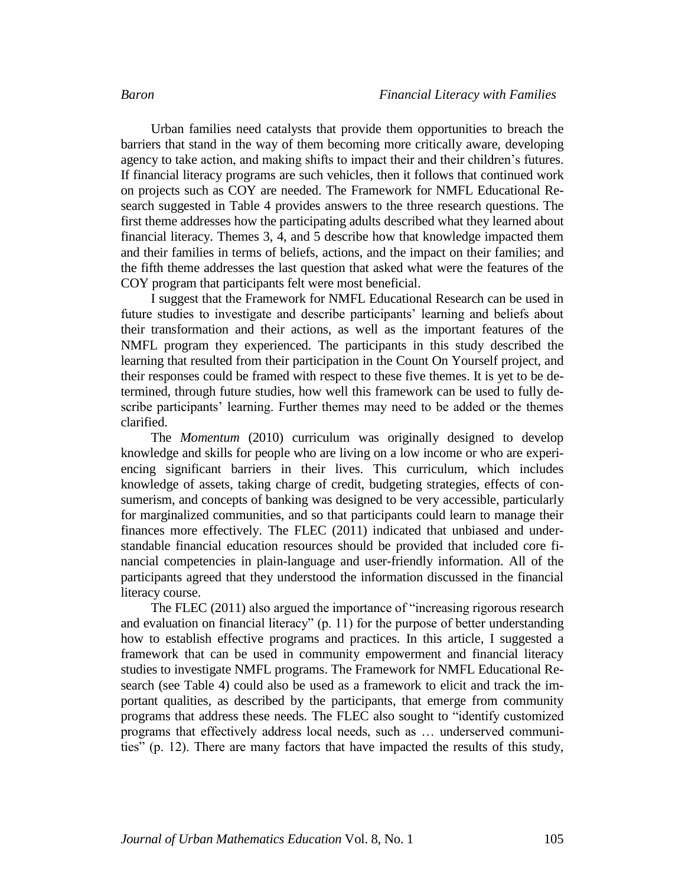Urban families need catalysts that provide them opportunities to breach the barriers that stand in the way of them becoming more critically aware, developing agency to take action, and making shifts to impact their and their children's futures. If financial literacy programs are such vehicles, then it follows that continued work on projects such as COY are needed. The Framework for NMFL Educational Research suggested in Table 4 provides answers to the three research questions. The first theme addresses how the participating adults described what they learned about financial literacy. Themes 3, 4, and 5 describe how that knowledge impacted them and their families in terms of beliefs, actions, and the impact on their families; and the fifth theme addresses the last question that asked what were the features of the COY program that participants felt were most beneficial.

I suggest that the Framework for NMFL Educational Research can be used in future studies to investigate and describe participants' learning and beliefs about their transformation and their actions, as well as the important features of the NMFL program they experienced. The participants in this study described the learning that resulted from their participation in the Count On Yourself project, and their responses could be framed with respect to these five themes. It is yet to be determined, through future studies, how well this framework can be used to fully describe participants' learning. Further themes may need to be added or the themes clarified.

The *Momentum* (2010) curriculum was originally designed to develop knowledge and skills for people who are living on a low income or who are experiencing significant barriers in their lives. This curriculum, which includes knowledge of assets, taking charge of credit, budgeting strategies, effects of consumerism, and concepts of banking was designed to be very accessible, particularly for marginalized communities, and so that participants could learn to manage their finances more effectively. The FLEC (2011) indicated that unbiased and understandable financial education resources should be provided that included core financial competencies in plain-language and user-friendly information. All of the participants agreed that they understood the information discussed in the financial literacy course.

The FLEC (2011) also argued the importance of "increasing rigorous research and evaluation on financial literacy" (p. 11) for the purpose of better understanding how to establish effective programs and practices. In this article, I suggested a framework that can be used in community empowerment and financial literacy studies to investigate NMFL programs. The Framework for NMFL Educational Research (see Table 4) could also be used as a framework to elicit and track the important qualities, as described by the participants, that emerge from community programs that address these needs. The FLEC also sought to "identify customized programs that effectively address local needs, such as … underserved communities" (p. 12). There are many factors that have impacted the results of this study,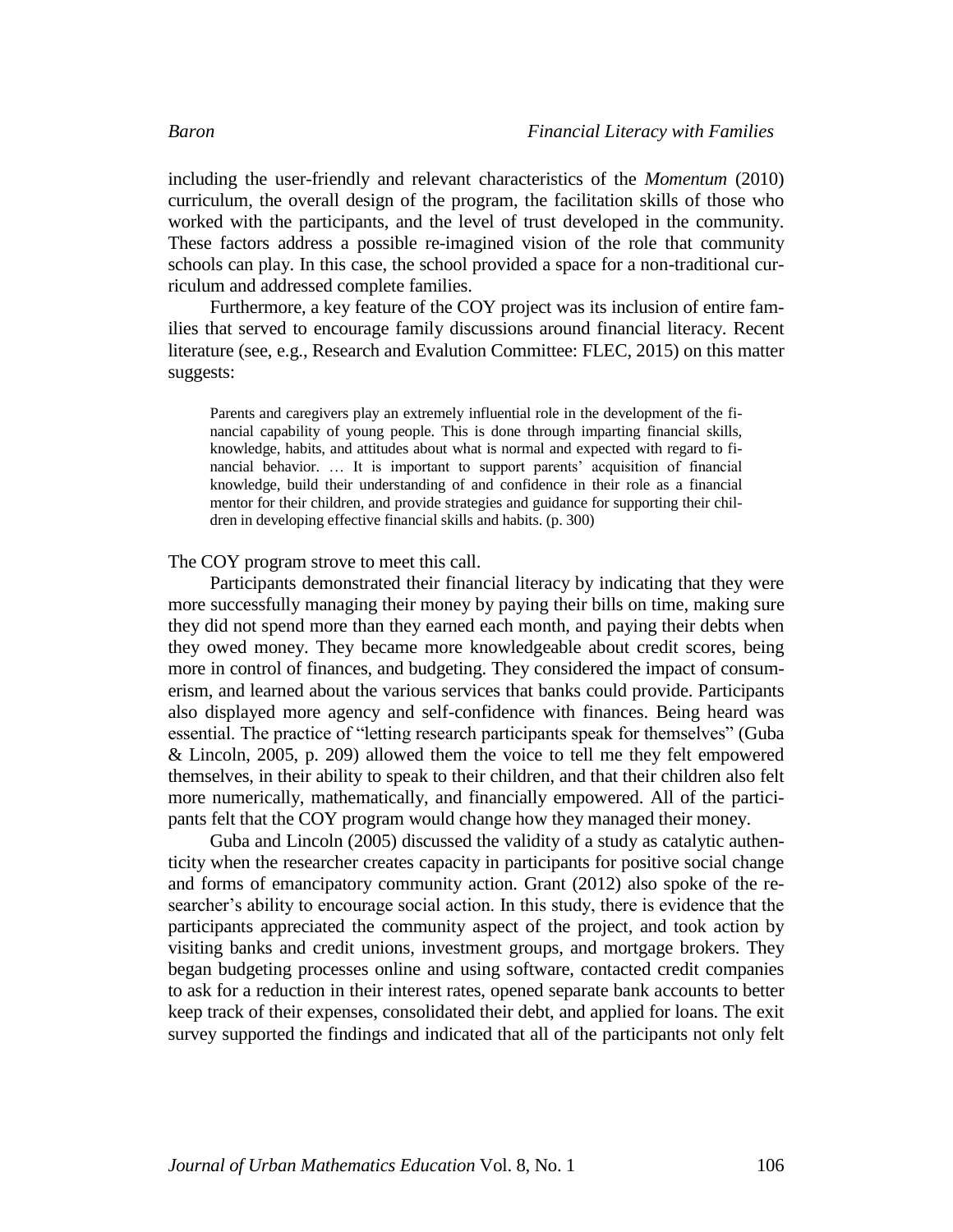including the user-friendly and relevant characteristics of the *Momentum* (2010) curriculum, the overall design of the program, the facilitation skills of those who worked with the participants, and the level of trust developed in the community. These factors address a possible re-imagined vision of the role that community schools can play. In this case, the school provided a space for a non-traditional curriculum and addressed complete families.

Furthermore, a key feature of the COY project was its inclusion of entire families that served to encourage family discussions around financial literacy. Recent literature (see, e.g., Research and Evalution Committee: FLEC, 2015) on this matter suggests:

> Parents and caregivers play an extremely influential role in the development of the financial capability of young people. This is done through imparting financial skills, knowledge, habits, and attitudes about what is normal and expected with regard to financial behavior. … It is important to support parents' acquisition of financial knowledge, build their understanding of and confidence in their role as a financial mentor for their children, and provide strategies and guidance for supporting their children in developing effective financial skills and habits. (p. 300)

The COY program strove to meet this call.

Participants demonstrated their financial literacy by indicating that they were more successfully managing their money by paying their bills on time, making sure they did not spend more than they earned each month, and paying their debts when they owed money. They became more knowledgeable about credit scores, being more in control of finances, and budgeting. They considered the impact of consumerism, and learned about the various services that banks could provide. Participants also displayed more agency and self-confidence with finances. Being heard was essential. The practice of "letting research participants speak for themselves" (Guba & Lincoln, 2005, p. 209) allowed them the voice to tell me they felt empowered themselves, in their ability to speak to their children, and that their children also felt more numerically, mathematically, and financially empowered. All of the participants felt that the COY program would change how they managed their money.

Guba and Lincoln (2005) discussed the validity of a study as catalytic authenticity when the researcher creates capacity in participants for positive social change and forms of emancipatory community action. Grant (2012) also spoke of the researcher's ability to encourage social action. In this study, there is evidence that the participants appreciated the community aspect of the project, and took action by visiting banks and credit unions, investment groups, and mortgage brokers. They began budgeting processes online and using software, contacted credit companies to ask for a reduction in their interest rates, opened separate bank accounts to better keep track of their expenses, consolidated their debt, and applied for loans. The exit survey supported the findings and indicated that all of the participants not only felt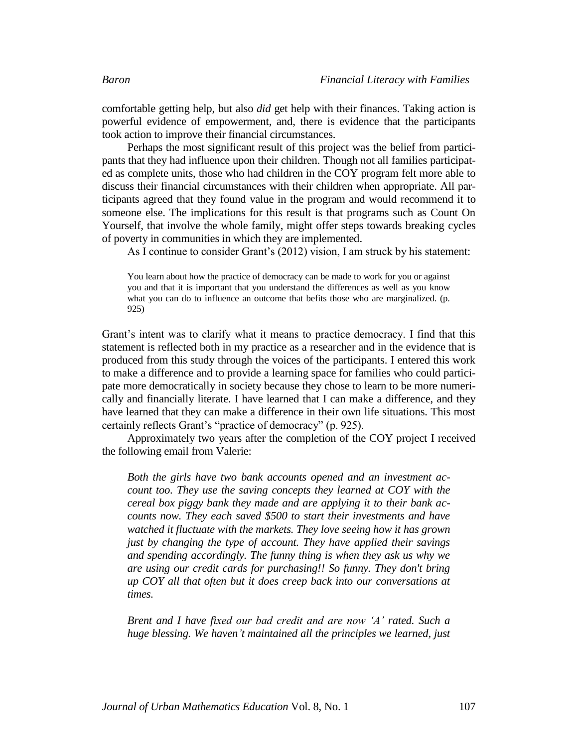comfortable getting help, but also *did* get help with their finances. Taking action is powerful evidence of empowerment, and, there is evidence that the participants took action to improve their financial circumstances.

Perhaps the most significant result of this project was the belief from participants that they had influence upon their children. Though not all families participated as complete units, those who had children in the COY program felt more able to discuss their financial circumstances with their children when appropriate. All participants agreed that they found value in the program and would recommend it to someone else. The implications for this result is that programs such as Count On Yourself, that involve the whole family, might offer steps towards breaking cycles of poverty in communities in which they are implemented.

As I continue to consider Grant's (2012) vision, I am struck by his statement:

> You learn about how the practice of democracy can be made to work for you or against you and that it is important that you understand the differences as well as you know what you can do to influence an outcome that befits those who are marginalized. (p. 925)

Grant's intent was to clarify what it means to practice democracy. I find that this statement is reflected both in my practice as a researcher and in the evidence that is produced from this study through the voices of the participants. I entered this work to make a difference and to provide a learning space for families who could participate more democratically in society because they chose to learn to be more numerically and financially literate. I have learned that I can make a difference, and they have learned that they can make a difference in their own life situations. This most certainly reflects Grant's "practice of democracy" (p. 925).

Approximately two years after the completion of the COY project I received the following email from Valerie:

> *Both the girls have two bank accounts opened and an investment account too. They use the saving concepts they learned at COY with the cereal box piggy bank they made and are applying it to their bank accounts now. They each saved $500 to start their investments and have watched it fluctuate with the markets. They love seeing how it has grown just by changing the type of account. They have applied their savings and spending accordingly. The funny thing is when they ask us why we are using our credit cards for purchasing!! So funny. They don't bring up COY all that often but it does creep back into our conversations at times.*
>
> *Brent and I have fixed our bad credit and are now 'A' rated. Such a huge blessing. We haven't maintained all the principles we learned, just*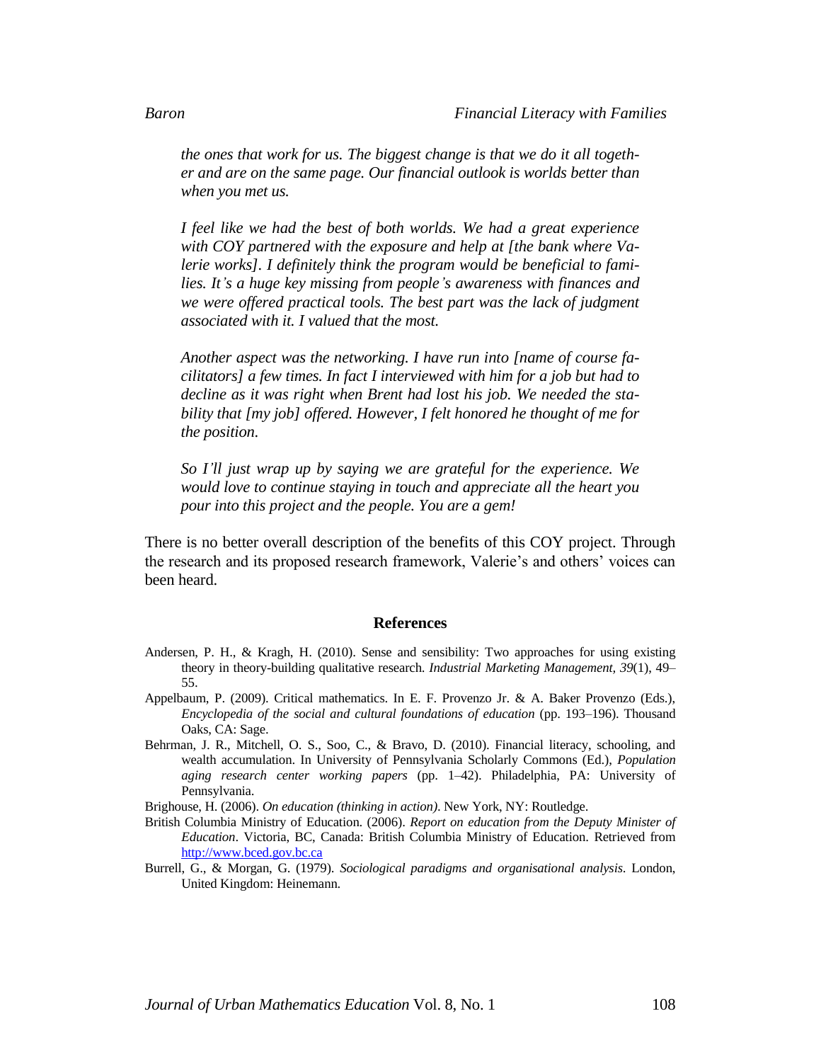*the ones that work for us. The biggest change is that we do it all together and are on the same page. Our financial outlook is worlds better than when you met us.*

*I feel like we had the best of both worlds. We had a great experience with COY partnered with the exposure and help at [the bank where Valerie works]. I definitely think the program would be beneficial to families. It's a huge key missing from people's awareness with finances and we were offered practical tools. The best part was the lack of judgment associated with it. I valued that the most.*

*Another aspect was the networking. I have run into [name of course facilitators] a few times. In fact I interviewed with him for a job but had to decline as it was right when Brent had lost his job. We needed the stability that [my job] offered. However, I felt honored he thought of me for the position.*

*So I'll just wrap up by saying we are grateful for the experience. We would love to continue staying in touch and appreciate all the heart you pour into this project and the people. You are a gem!*

There is no better overall description of the benefits of this COY project. Through the research and its proposed research framework, Valerie's and others' voices can been heard.

## References

Andersen, P. H., & Kragh, H. (2010). Sense and sensibility: Two approaches for using existing theory in theory-building qualitative research. *Industrial Marketing Management, 39*(1), 49–55.

Appelbaum, P. (2009). Critical mathematics. In E. F. Provenzo Jr. & A. Baker Provenzo (Eds.), *Encyclopedia of the social and cultural foundations of education* (pp. 193–196). Thousand Oaks, CA: Sage.

Behrman, J. R., Mitchell, O. S., Soo, C., & Bravo, D. (2010). Financial literacy, schooling, and wealth accumulation. In University of Pennsylvania Scholarly Commons (Ed.), *Population aging research center working papers* (pp. 1–42). Philadelphia, PA: University of Pennsylvania.

Brighouse, H. (2006). *On education (thinking in action)*. New York, NY: Routledge.

British Columbia Ministry of Education. (2006). *Report on education from the Deputy Minister of Education*. Victoria, BC, Canada: British Columbia Ministry of Education. Retrieved from http://www.bced.gov.bc.ca

Burrell, G., & Morgan, G. (1979). *Sociological paradigms and organisational analysis.* London, United Kingdom: Heinemann.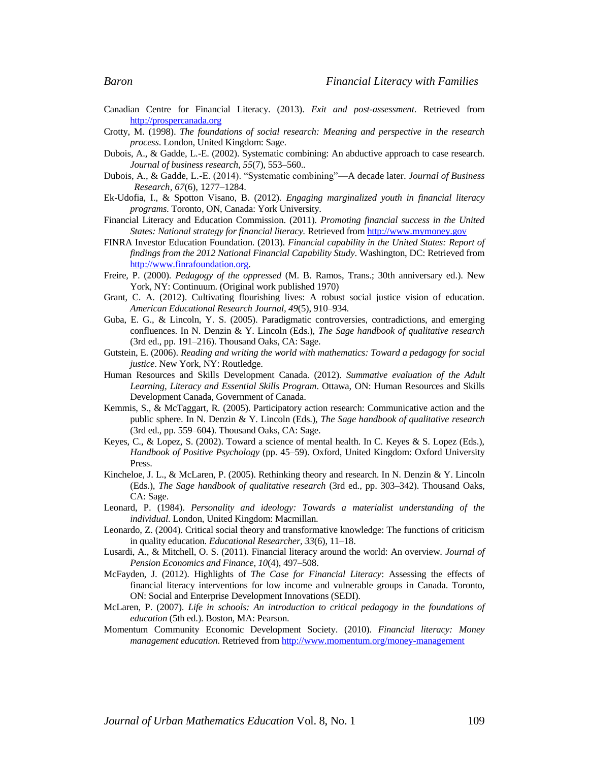Canadian Centre for Financial Literacy. (2013). *Exit and post-assessment*. Retrieved from http://prospercanada.org

Crotty, M. (1998). *The foundations of social research: Meaning and perspective in the research process*. London, United Kingdom: Sage.

Dubois, A., & Gadde, L.-E. (2002). Systematic combining: An abductive approach to case research. *Journal of business research*, *55*(7), 553–560..

Dubois, A., & Gadde, L.-E. (2014). "Systematic combining"—A decade later. *Journal of Business Research*, *67*(6), 1277–1284.

Ek-Udofia, I., & Spotton Visano, B. (2012). *Engaging marginalized youth in financial literacy programs*. Toronto, ON, Canada: York University.

Financial Literacy and Education Commission. (2011). *Promoting financial success in the United States: National strategy for financial literacy*. Retrieved from http://www.mymoney.gov

FINRA Investor Education Foundation. (2013). *Financial capability in the United States: Report of findings from the 2012 National Financial Capability Study*. Washington, DC: Retrieved from http://www.finrafoundation.org.

Freire, P. (2000). *Pedagogy of the oppressed* (M. B. Ramos, Trans.; 30th anniversary ed.). New York, NY: Continuum. (Original work published 1970)

Grant, C. A. (2012). Cultivating flourishing lives: A robust social justice vision of education. *American Educational Research Journal, 49*(5), 910–934.

Guba, E. G., & Lincoln, Y. S. (2005). Paradigmatic controversies, contradictions, and emerging confluences. In N. Denzin & Y. Lincoln (Eds.), *The Sage handbook of qualitative research* (3rd ed., pp. 191–216). Thousand Oaks, CA: Sage.

Gutstein, E. (2006). *Reading and writing the world with mathematics: Toward a pedagogy for social justice*. New York, NY: Routledge.

Human Resources and Skills Development Canada. (2012). *Summative evaluation of the Adult Learning, Literacy and Essential Skills Program*. Ottawa, ON: Human Resources and Skills Development Canada, Government of Canada.

Kemmis, S., & McTaggart, R. (2005). Participatory action research: Communicative action and the public sphere. In N. Denzin & Y. Lincoln (Eds.), *The Sage handbook of qualitative research* (3rd ed., pp. 559–604). Thousand Oaks, CA: Sage.

Keyes, C., & Lopez, S. (2002). Toward a science of mental health. In C. Keyes & S. Lopez (Eds.), *Handbook of Positive Psychology* (pp. 45–59). Oxford, United Kingdom: Oxford University Press.

Kincheloe, J. L., & McLaren, P. (2005). Rethinking theory and research. In N. Denzin & Y. Lincoln (Eds.), *The Sage handbook of qualitative research* (3rd ed., pp. 303–342). Thousand Oaks, CA: Sage.

Leonard, P. (1984). *Personality and ideology: Towards a materialist understanding of the individual*. London, United Kingdom: Macmillan.

Leonardo, Z. (2004). Critical social theory and transformative knowledge: The functions of criticism in quality education. *Educational Researcher, 33*(6), 11–18.

Lusardi, A., & Mitchell, O. S. (2011). Financial literacy around the world: An overview. *Journal of Pension Economics and Finance, 10*(4), 497–508.

McFayden, J. (2012). Highlights of *The Case for Financial Literacy*: Assessing the effects of financial literacy interventions for low income and vulnerable groups in Canada. Toronto, ON: Social and Enterprise Development Innovations (SEDI).

McLaren, P. (2007). *Life in schools: An introduction to critical pedagogy in the foundations of education* (5th ed.). Boston, MA: Pearson.

Momentum Community Economic Development Society. (2010). *Financial literacy: Money management education*. Retrieved from http://www.momentum.org/money-management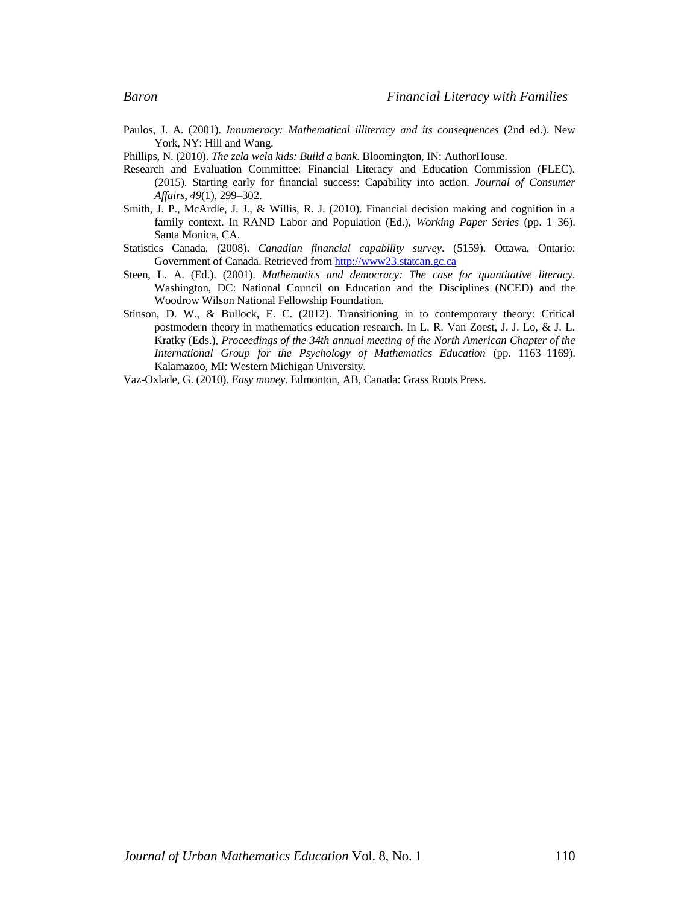Paulos, J. A. (2001). *Innumeracy: Mathematical illiteracy and its consequences* (2nd ed.). New York, NY: Hill and Wang.

Phillips, N. (2010). *The zela wela kids: Build a bank*. Bloomington, IN: AuthorHouse.

Research and Evaluation Committee: Financial Literacy and Education Commission (FLEC). (2015). Starting early for financial success: Capability into action. *Journal of Consumer Affairs, 49*(1), 299–302.

Smith, J. P., McArdle, J. J., & Willis, R. J. (2010). Financial decision making and cognition in a family context. In RAND Labor and Population (Ed.), *Working Paper Series* (pp. 1–36). Santa Monica, CA.

Statistics Canada. (2008). *Canadian financial capability survey*. (5159). Ottawa, Ontario: Government of Canada. Retrieved from http://www23.statcan.gc.ca

Steen, L. A. (Ed.). (2001). *Mathematics and democracy: The case for quantitative literacy*. Washington, DC: National Council on Education and the Disciplines (NCED) and the Woodrow Wilson National Fellowship Foundation.

Stinson, D. W., & Bullock, E. C. (2012). Transitioning in to contemporary theory: Critical postmodern theory in mathematics education research. In L. R. Van Zoest, J. J. Lo, & J. L. Kratky (Eds.), *Proceedings of the 34th annual meeting of the North American Chapter of the International Group for the Psychology of Mathematics Education* (pp. 1163–1169). Kalamazoo, MI: Western Michigan University.

Vaz-Oxlade, G. (2010). *Easy money*. Edmonton, AB, Canada: Grass Roots Press.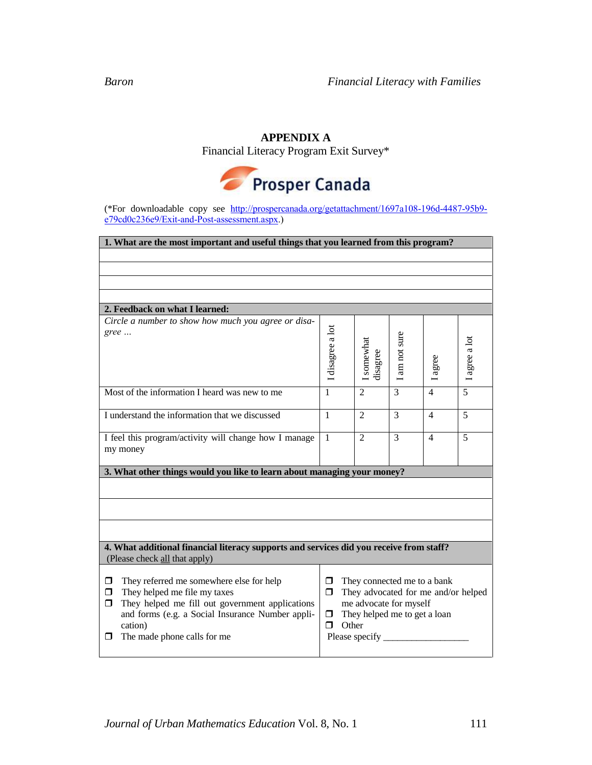## APPENDIX A

Financial Literacy Program Exit Survey*

Prosper Canada

(*For downloadable copy see http://prospercanada.org/getattachment/1697a108-196d-4487-95b9-e79cd0c236e9/Exit-and-Post-assessment.aspx.)

**1. What are the most important and useful things that you learned from this program?**

&nbsp;

**2. Feedback on what I learned:**

| *Circle a number to show how much you agree or disagree …* | I disagree a lot | I somewhat disagree | I am not sure | I agree | I agree a lot |
|---|---|---|---|---|---|
| Most of the information I heard was new to me | 1 | 2 | 3 | 4 | 5 |
| I understand the information that we discussed | 1 | 2 | 3 | 4 | 5 |
| I feel this program/activity will change how I manage my money | 1 | 2 | 3 | 4 | 5 |

**3. What other things would you like to learn about managing your money?**

&nbsp;

**4. What additional financial literacy supports and services did you receive from staff?** (Please check all that apply)

- ❒ They referred me somewhere else for help
- ❒ They helped me file my taxes
- ❒ They helped me fill out government applications and forms (e.g. a Social Insurance Number application)
- ❒ The made phone calls for me
- ❒ They connected me to a bank
- ❒ They advocated for me and/or helped me advocate for myself
- ❒ They helped me to get a loan
- ❒ Other

Please specify ___________________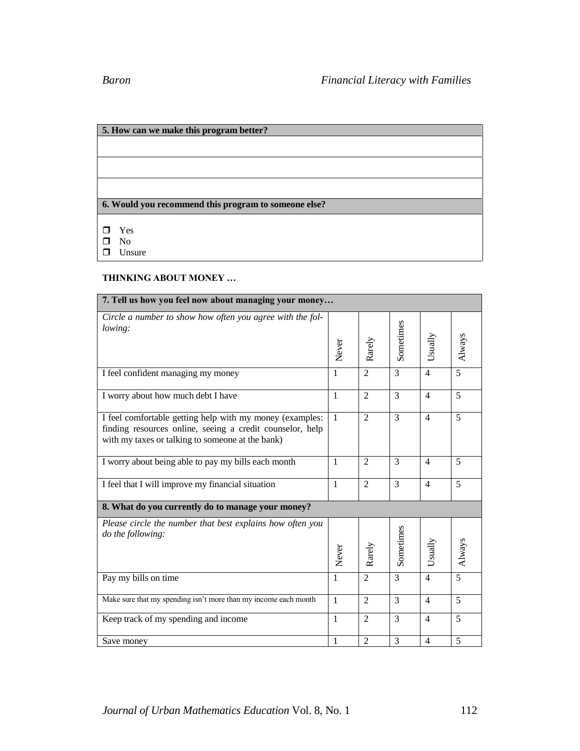| 5. How can we make this program better? |
| --- |
| |
| |
| |

| 6. Would you recommend this program to someone else? |
| --- |
| ❒ Yes<br>❒ No<br>❒ Unsure |

**THINKING ABOUT MONEY …**

| 7. Tell us how you feel now about managing your money… | | | | | |
| --- | --- | --- | --- | --- | --- |
| *Circle a number to show how often you agree with the following:* | Never | Rarely | Sometimes | Usually | Always |
| I feel confident managing my money | 1 | 2 | 3 | 4 | 5 |
| I worry about how much debt I have | 1 | 2 | 3 | 4 | 5 |
| I feel comfortable getting help with my money (examples: finding resources online, seeing a credit counselor, help with my taxes or talking to someone at the bank) | 1 | 2 | 3 | 4 | 5 |
| I worry about being able to pay my bills each month | 1 | 2 | 3 | 4 | 5 |
| I feel that I will improve my financial situation | 1 | 2 | 3 | 4 | 5 |
| **8. What do you currently do to manage your money?** | | | | | |
| *Please circle the number that best explains how often you do the following:* | Never | Rarely | Sometimes | Usually | Always |
| Pay my bills on time | 1 | 2 | 3 | 4 | 5 |
| Make sure that my spending isn't more than my income each month | 1 | 2 | 3 | 4 | 5 |
| Keep track of my spending and income | 1 | 2 | 3 | 4 | 5 |
| Save money | 1 | 2 | 3 | 4 | 5 |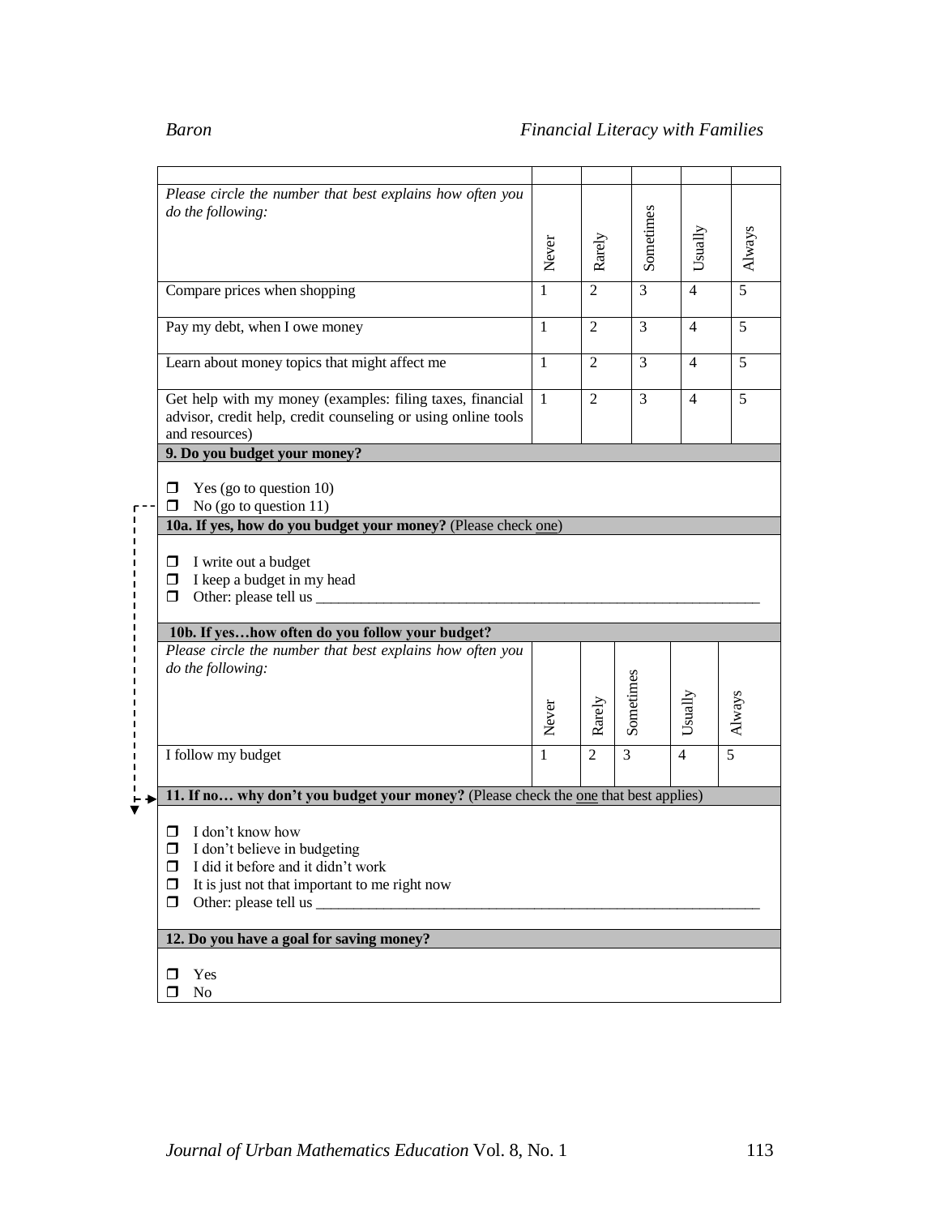| Please circle the number that best explains how often you do the following: | Never | Rarely | Sometimes | Usually | Always |
|---|---|---|---|---|---|
| Compare prices when shopping | 1 | 2 | 3 | 4 | 5 |
| Pay my debt, when I owe money | 1 | 2 | 3 | 4 | 5 |
| Learn about money topics that might affect me | 1 | 2 | 3 | 4 | 5 |
| Get help with my money (examples: filing taxes, financial advisor, credit help, credit counseling or using online tools and resources) | 1 | 2 | 3 | 4 | 5 |

**9. Do you budget your money?**

- ❒ Yes (go to question 10)
- ❒ No (go to question 11)

**10a. If yes, how do you budget your money?** (Please check one)

- ❒ I write out a budget
- ❒ I keep a budget in my head
- ❒ Other: please tell us ____________________________________________

**10b. If yes…how often do you follow your budget?**

| Please circle the number that best explains how often you do the following: | Never | Rarely | Sometimes | Usually | Always |
|---|---|---|---|---|---|
| I follow my budget | 1 | 2 | 3 | 4 | 5 |

**11. If no… why don't you budget your money?** (Please check the one that best applies)

- ❒ I don't know how
- ❒ I don't believe in budgeting
- ❒ I did it before and it didn't work
- ❒ It is just not that important to me right now
- ❒ Other: please tell us ____________________________________________

**12. Do you have a goal for saving money?**

- ❒ Yes
- ❒ No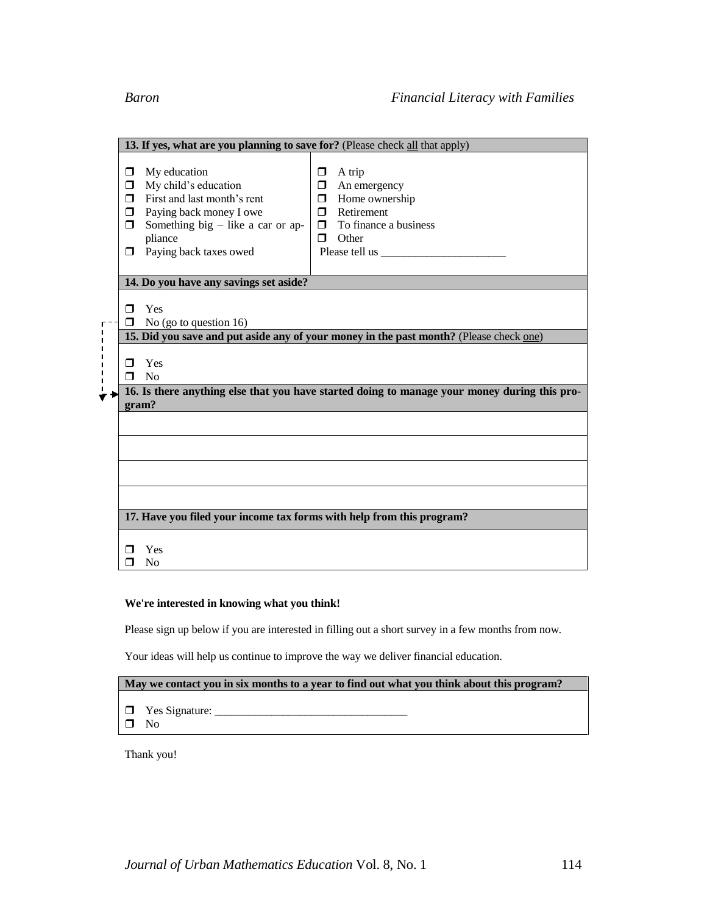| **13. If yes, what are you planning to save for?** (Please check all that apply) | |
|---|---|
| ❒ My education<br>❒ My child's education<br>❒ First and last month's rent<br>❒ Paying back money I owe<br>❒ Something big – like a car or appliance<br>❒ Paying back taxes owed | ❒ A trip<br>❒ An emergency<br>❒ Home ownership<br>❒ Retirement<br>❒ To finance a business<br>❒ Other<br>Please tell us ______________________ |

| **14. Do you have any savings set aside?** |
|---|
| ❒ Yes<br>❒ No (go to question 16) |
| **15. Did you save and put aside any of your money in the past month?** (Please check one) |
| ❒ Yes<br>❒ No |
| **16. Is there anything else that you have started doing to manage your money during this program?** |
| |
| |
| |
| |
| **17. Have you filed your income tax forms with help from this program?** |
| ❒ Yes<br>❒ No |

**We're interested in knowing what you think!**

Please sign up below if you are interested in filling out a short survey in a few months from now.

Your ideas will help us continue to improve the way we deliver financial education.

| **May we contact you in six months to a year to find out what you think about this program?** |
|---|
| ❒ Yes Signature: __________________________________<br>❒ No |

Thank you!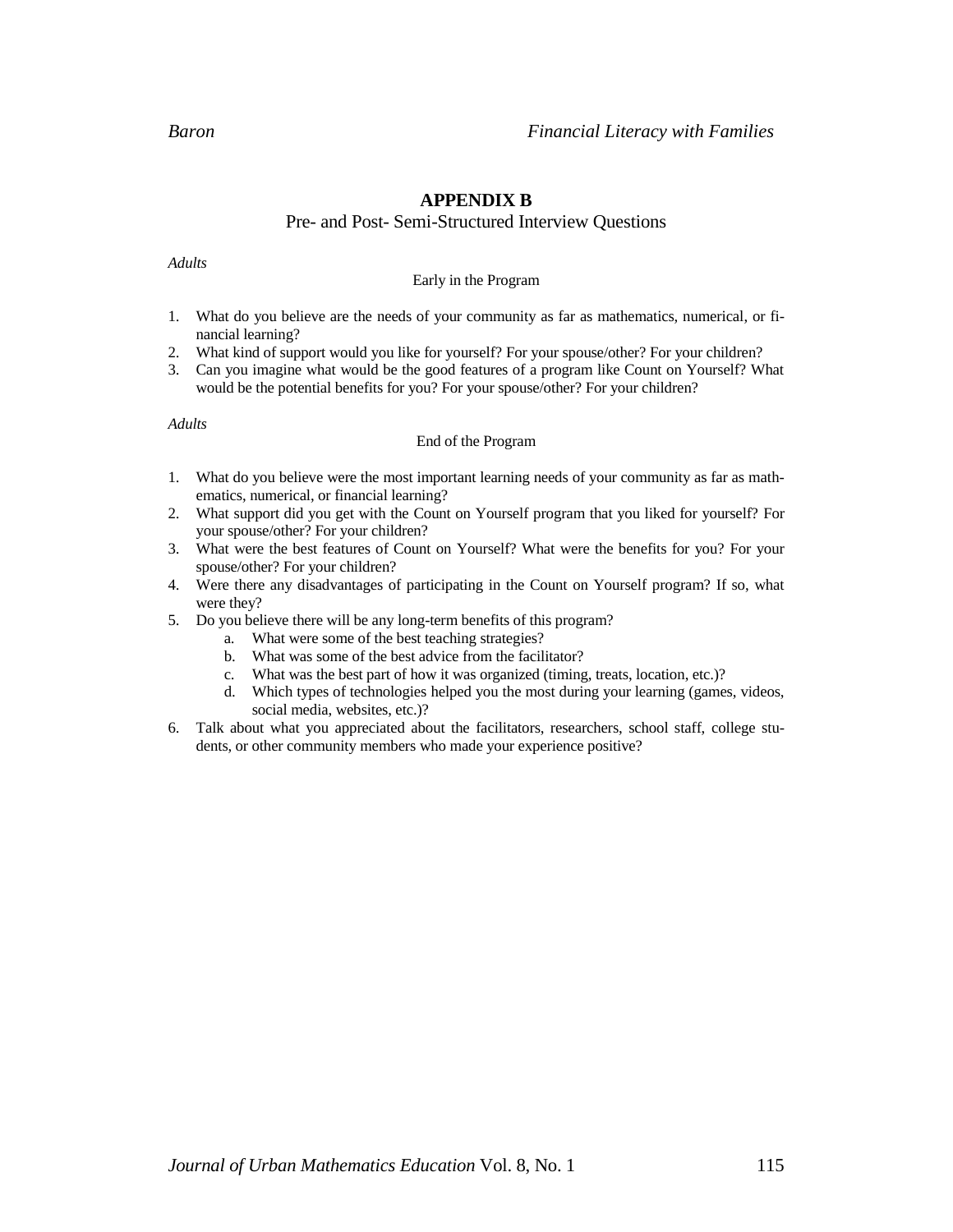## APPENDIX B

Pre- and Post- Semi-Structured Interview Questions

*Adults*

Early in the Program

1. What do you believe are the needs of your community as far as mathematics, numerical, or financial learning?
2. What kind of support would you like for yourself? For your spouse/other? For your children?
3. Can you imagine what would be the good features of a program like Count on Yourself? What would be the potential benefits for you? For your spouse/other? For your children?

*Adults*

End of the Program

1. What do you believe were the most important learning needs of your community as far as mathematics, numerical, or financial learning?
2. What support did you get with the Count on Yourself program that you liked for yourself? For your spouse/other? For your children?
3. What were the best features of Count on Yourself? What were the benefits for you? For your spouse/other? For your children?
4. Were there any disadvantages of participating in the Count on Yourself program? If so, what were they?
5. Do you believe there will be any long-term benefits of this program?
   a. What were some of the best teaching strategies?
   b. What was some of the best advice from the facilitator?
   c. What was the best part of how it was organized (timing, treats, location, etc.)?
   d. Which types of technologies helped you the most during your learning (games, videos, social media, websites, etc.)?
6. Talk about what you appreciated about the facilitators, researchers, school staff, college students, or other community members who made your experience positive?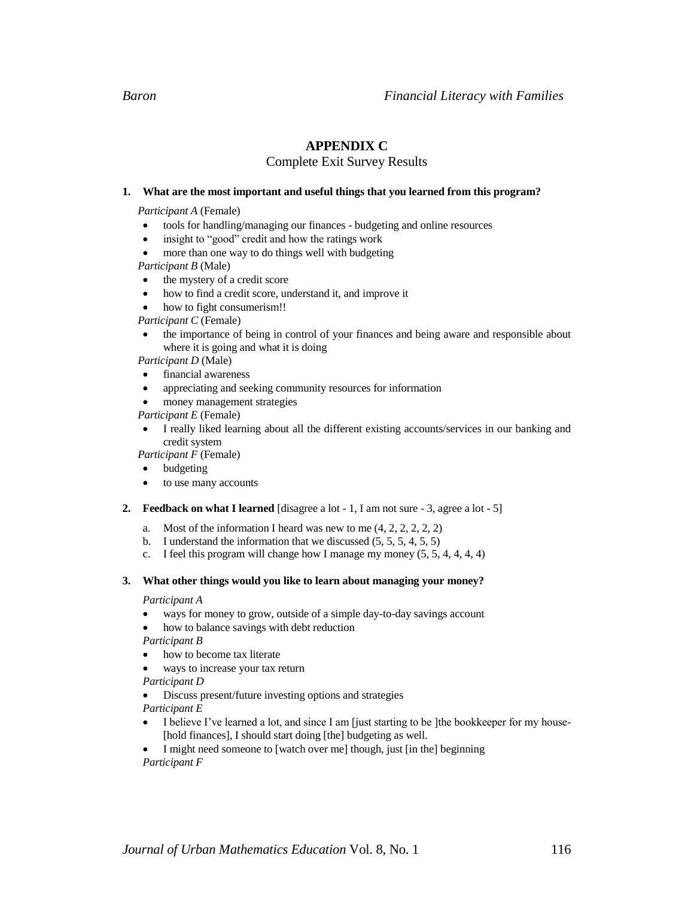## APPENDIX C

Complete Exit Survey Results

**1. What are the most important and useful things that you learned from this program?**

*Participant A* (Female)

- tools for handling/managing our finances - budgeting and online resources
- insight to "good" credit and how the ratings work
- more than one way to do things well with budgeting

*Participant B* (Male)

- the mystery of a credit score
- how to find a credit score, understand it, and improve it
- how to fight consumerism!!

*Participant C* (Female)

- the importance of being in control of your finances and being aware and responsible about where it is going and what it is doing

*Participant D* (Male)

- financial awareness
- appreciating and seeking community resources for information
- money management strategies

*Participant E* (Female)

- I really liked learning about all the different existing accounts/services in our banking and credit system

*Participant F* (Female)

- budgeting
- to use many accounts

**2. Feedback on what I learned** [disagree a lot - 1, I am not sure - 3, agree a lot - 5]

a. Most of the information I heard was new to me (4, 2, 2, 2, 2, 2)
b. I understand the information that we discussed (5, 5, 5, 4, 5, 5)
c. I feel this program will change how I manage my money (5, 5, 4, 4, 4, 4)

**3. What other things would you like to learn about managing your money?**

*Participant A*

- ways for money to grow, outside of a simple day-to-day savings account
- how to balance savings with debt reduction

*Participant B*

- how to become tax literate
- ways to increase your tax return

*Participant D*

- Discuss present/future investing options and strategies

*Participant E*

- I believe I've learned a lot, and since I am [just starting to be ]the bookkeeper for my house- [hold finances], I should start doing [the] budgeting as well.
- I might need someone to [watch over me] though, just [in the] beginning

*Participant F*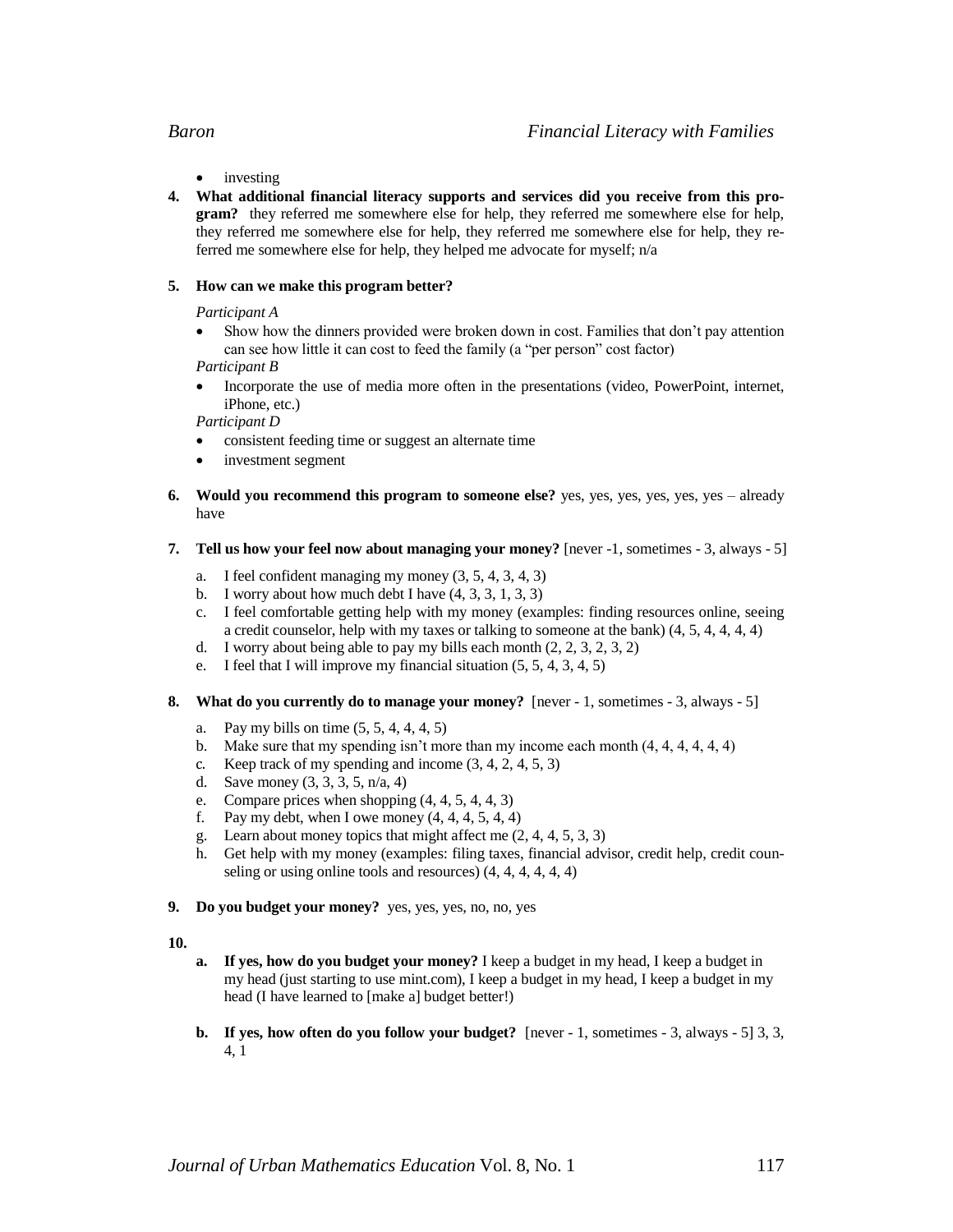- investing

4. **What additional financial literacy supports and services did you receive from this program?** they referred me somewhere else for help, they referred me somewhere else for help, they referred me somewhere else for help, they referred me somewhere else for help, they referred me somewhere else for help, they helped me advocate for myself; n/a

5. **How can we make this program better?**

   *Participant A*

   - Show how the dinners provided were broken down in cost. Families that don't pay attention can see how little it can cost to feed the family (a "per person" cost factor)

   *Participant B*

   - Incorporate the use of media more often in the presentations (video, PowerPoint, internet, iPhone, etc.)

   *Participant D*

   - consistent feeding time or suggest an alternate time
   - investment segment

6. **Would you recommend this program to someone else?** yes, yes, yes, yes, yes, yes – already have

7. **Tell us how your feel now about managing your money?** [never -1, sometimes - 3, always - 5]

   a. I feel confident managing my money (3, 5, 4, 3, 4, 3)
   b. I worry about how much debt I have (4, 3, 3, 1, 3, 3)
   c. I feel comfortable getting help with my money (examples: finding resources online, seeing a credit counselor, help with my taxes or talking to someone at the bank) (4, 5, 4, 4, 4, 4)
   d. I worry about being able to pay my bills each month (2, 2, 3, 2, 3, 2)
   e. I feel that I will improve my financial situation (5, 5, 4, 3, 4, 5)

8. **What do you currently do to manage your money?** [never - 1, sometimes - 3, always - 5]

   a. Pay my bills on time (5, 5, 4, 4, 4, 5)
   b. Make sure that my spending isn't more than my income each month (4, 4, 4, 4, 4, 4)
   c. Keep track of my spending and income (3, 4, 2, 4, 5, 3)
   d. Save money (3, 3, 3, 5, n/a, 4)
   e. Compare prices when shopping (4, 4, 5, 4, 4, 3)
   f. Pay my debt, when I owe money (4, 4, 4, 5, 4, 4)
   g. Learn about money topics that might affect me (2, 4, 4, 5, 3, 3)
   h. Get help with my money (examples: filing taxes, financial advisor, credit help, credit counseling or using online tools and resources) (4, 4, 4, 4, 4, 4)

9. **Do you budget your money?** yes, yes, yes, no, no, yes

10.

   a. **If yes, how do you budget your money?** I keep a budget in my head, I keep a budget in my head (just starting to use mint.com), I keep a budget in my head, I keep a budget in my head (I have learned to [make a] budget better!)

   b. **If yes, how often do you follow your budget?** [never - 1, sometimes - 3, always - 5] 3, 3, 4, 1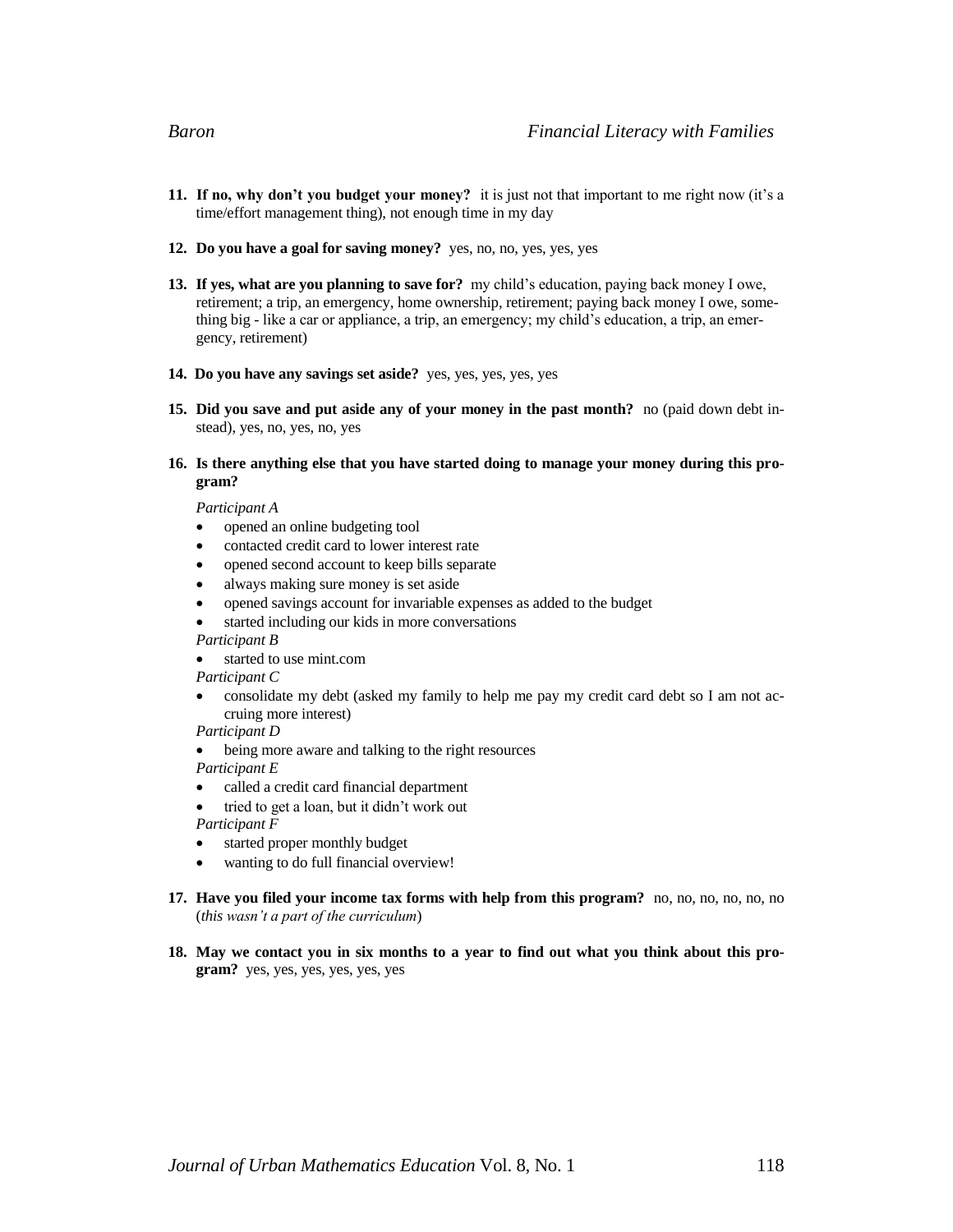11. **If no, why don't you budget your money?** it is just not that important to me right now (it's a time/effort management thing), not enough time in my day

12. **Do you have a goal for saving money?** yes, no, no, yes, yes, yes

13. **If yes, what are you planning to save for?** my child's education, paying back money I owe, retirement; a trip, an emergency, home ownership, retirement; paying back money I owe, something big - like a car or appliance, a trip, an emergency; my child's education, a trip, an emergency, retirement)

14. **Do you have any savings set aside?** yes, yes, yes, yes, yes

15. **Did you save and put aside any of your money in the past month?** no (paid down debt instead), yes, no, yes, no, yes

16. **Is there anything else that you have started doing to manage your money during this program?**

    *Participant A*
    - opened an online budgeting tool
    - contacted credit card to lower interest rate
    - opened second account to keep bills separate
    - always making sure money is set aside
    - opened savings account for invariable expenses as added to the budget
    - started including our kids in more conversations

    *Participant B*
    - started to use mint.com

    *Participant C*
    - consolidate my debt (asked my family to help me pay my credit card debt so I am not accruing more interest)

    *Participant D*
    - being more aware and talking to the right resources

    *Participant E*
    - called a credit card financial department
    - tried to get a loan, but it didn't work out

    *Participant F*
    - started proper monthly budget
    - wanting to do full financial overview!

17. **Have you filed your income tax forms with help from this program?** no, no, no, no, no, no (*this wasn't a part of the curriculum*)

18. **May we contact you in six months to a year to find out what you think about this program?** yes, yes, yes, yes, yes, yes